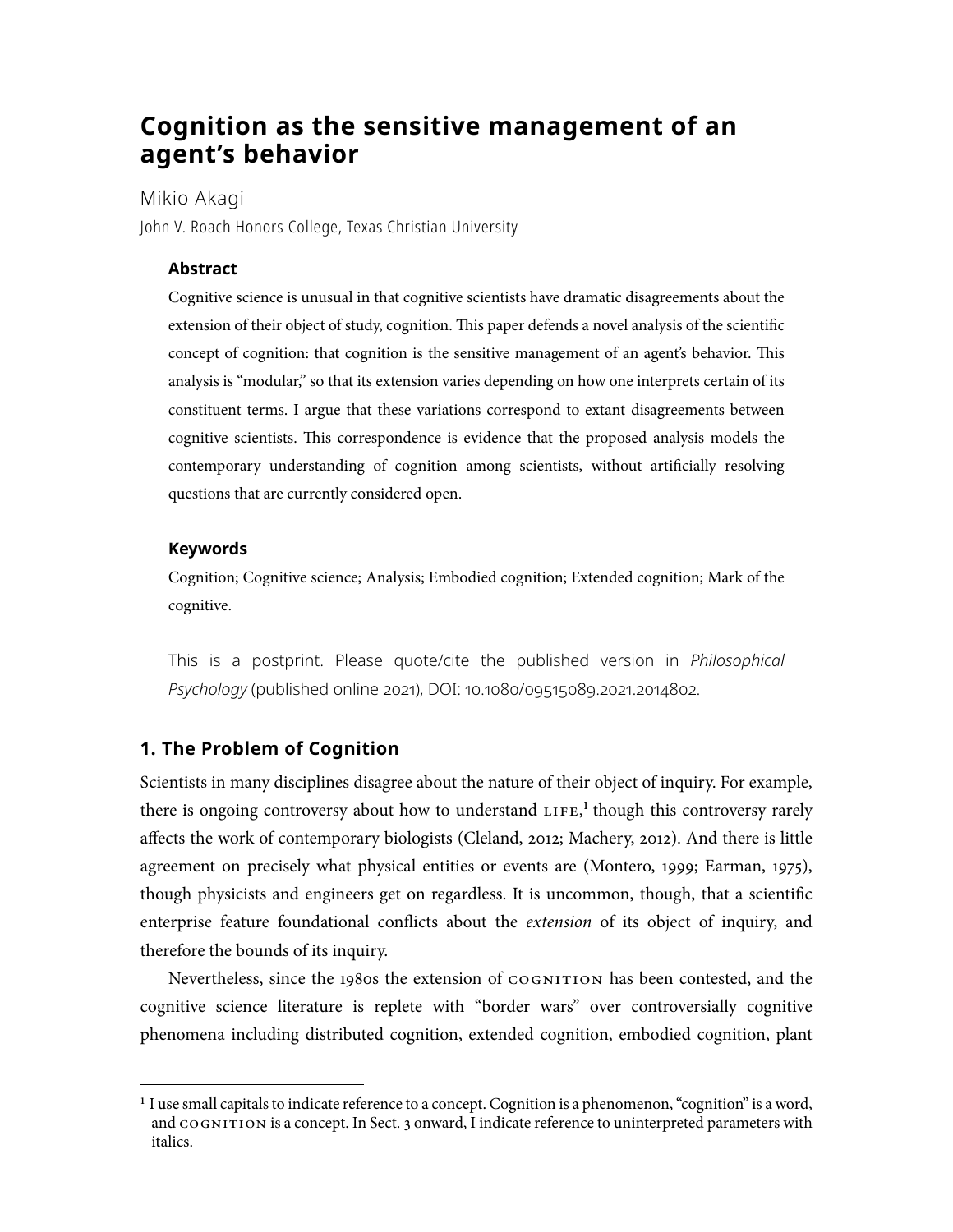# Cognition as the sensitive management of an agent's behavior

Mikio Akagi

John V. Roach Honors College, Texas Christian University

### Abstract

Cognitive science is unusual in that cognitive scientists have dramatic disagreements about the extension of their object of study, cognition. This paper defends a novel analysis of the scientific concept of cognition: that cognition is the sensitive management of an agent's behavior. This analysis is "modular," so that its extension varies depending on how one interprets certain of its constituent terms. I argue that these variations correspond to extant disagreements between cognitive scientists. This correspondence is evidence that the proposed analysis models the contemporary understanding of cognition among scientists, without artificially resolving questions that are currently considered open.

### Keywords

Cognition; Cognitive science; Analysis; Embodied cognition; Extended cognition; Mark of the cognitive.

This is a postprint. Please quote/cite the published version in *Philosophical Psychology* (published online 2021), DOI: 10.1080/09515089.2021.2014802.

## 1. The Problem of Cognition

Scientists in many disciplines disagree about the nature of their object of inquiry. For example, there is ongoing controversy about how to understand LIFE,[1] though this controversy rarely affects the work of contemporary biologists (Cleland, 2012; Machery, 2012). And there is little agreement on precisely what physical entities or events are (Montero, 1999; Earman, 1975), though physicists and engineers get on regardless. It is uncommon, though, that a scientific enterprise feature foundational conflicts about the *extension* of its object of inquiry, and therefore the bounds of its inquiry.

Nevertheless, since the 1980s the extension of COGNITION has been contested, and the cognitive science literature is replete with "border wars" over controversially cognitive phenomena including distributed cognition, extended cognition, embodied cognition, plant

[1] I use small capitals to indicate reference to a concept. Cognition is a phenomenon, "cognition" is a word, and COGNITION is a concept. In Sect. 3 onward, I indicate reference to uninterpreted parameters with italics.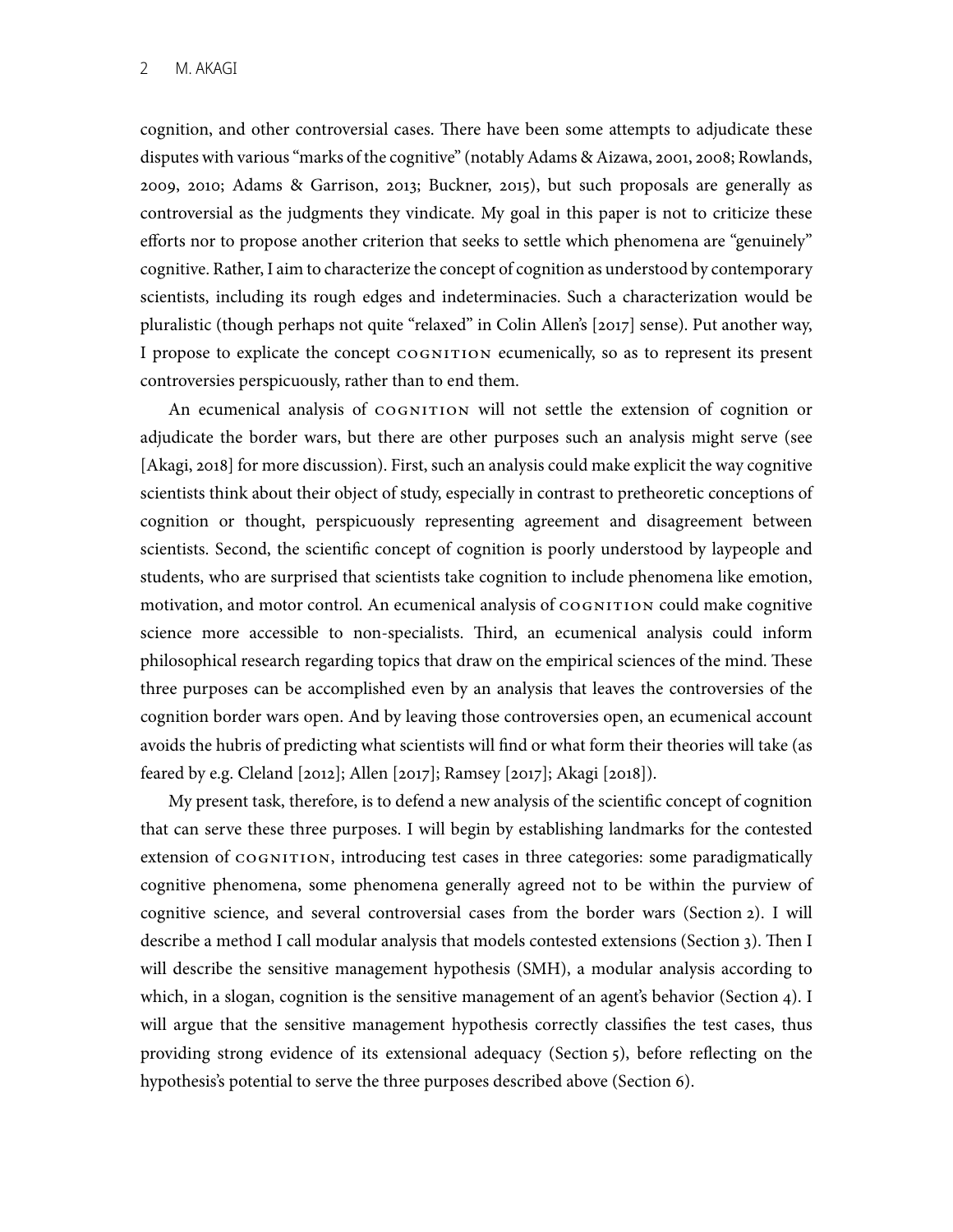cognition, and other controversial cases. There have been some attempts to adjudicate these disputes with various "marks of the cognitive" (notably Adams & Aizawa, 2001, 2008; Rowlands, 2009, 2010; Adams & Garrison, 2013; Buckner, 2015), but such proposals are generally as controversial as the judgments they vindicate. My goal in this paper is not to criticize these efforts nor to propose another criterion that seeks to settle which phenomena are "genuinely" cognitive. Rather, I aim to characterize the concept of cognition as understood by contemporary scientists, including its rough edges and indeterminacies. Such a characterization would be pluralistic (though perhaps not quite "relaxed" in Colin Allen's [2017] sense). Put another way, I propose to explicate the concept COGNITION ecumenically, so as to represent its present controversies perspicuously, rather than to end them.

An ecumenical analysis of COGNITION will not settle the extension of cognition or adjudicate the border wars, but there are other purposes such an analysis might serve (see [Akagi, 2018] for more discussion). First, such an analysis could make explicit the way cognitive scientists think about their object of study, especially in contrast to pretheoretic conceptions of cognition or thought, perspicuously representing agreement and disagreement between scientists. Second, the scientific concept of cognition is poorly understood by laypeople and students, who are surprised that scientists take cognition to include phenomena like emotion, motivation, and motor control. An ecumenical analysis of COGNITION could make cognitive science more accessible to non-specialists. Third, an ecumenical analysis could inform philosophical research regarding topics that draw on the empirical sciences of the mind. These three purposes can be accomplished even by an analysis that leaves the controversies of the cognition border wars open. And by leaving those controversies open, an ecumenical account avoids the hubris of predicting what scientists will find or what form their theories will take (as feared by e.g. Cleland [2012]; Allen [2017]; Ramsey [2017]; Akagi [2018]).

My present task, therefore, is to defend a new analysis of the scientific concept of cognition that can serve these three purposes. I will begin by establishing landmarks for the contested extension of COGNITION, introducing test cases in three categories: some paradigmatically cognitive phenomena, some phenomena generally agreed not to be within the purview of cognitive science, and several controversial cases from the border wars (Section 2). I will describe a method I call modular analysis that models contested extensions (Section 3). Then I will describe the sensitive management hypothesis (SMH), a modular analysis according to which, in a slogan, cognition is the sensitive management of an agent's behavior (Section 4). I will argue that the sensitive management hypothesis correctly classifies the test cases, thus providing strong evidence of its extensional adequacy (Section 5), before reflecting on the hypothesis's potential to serve the three purposes described above (Section 6).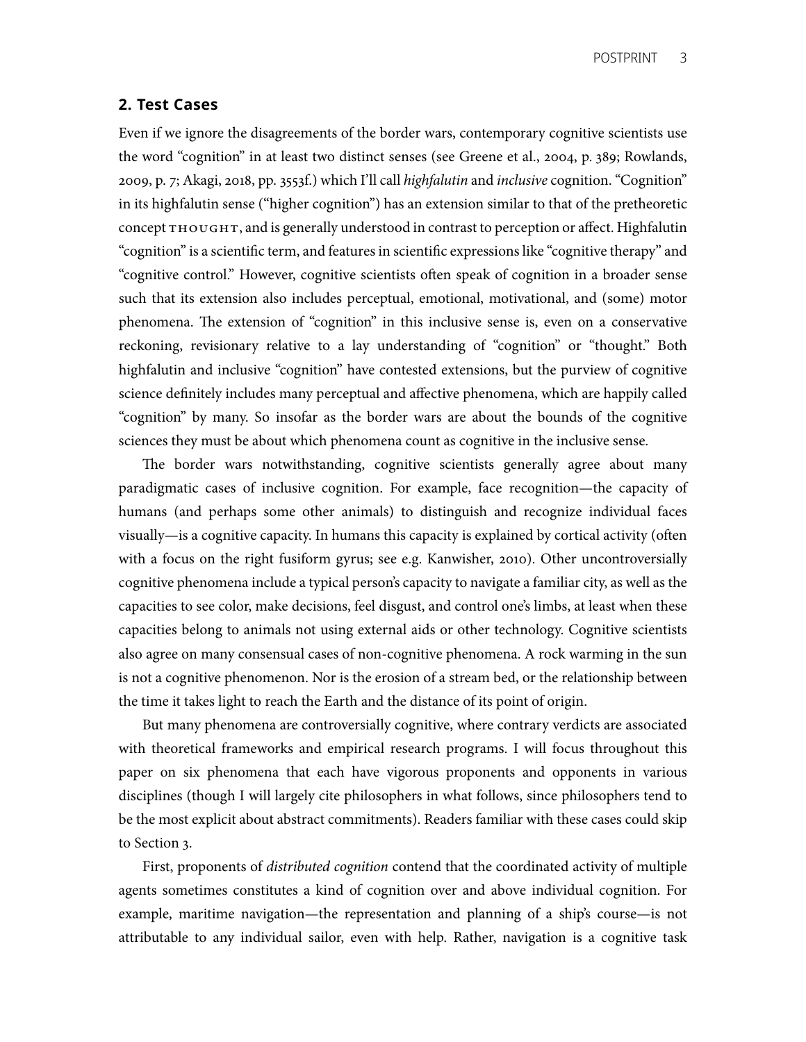## 2. Test Cases

Even if we ignore the disagreements of the border wars, contemporary cognitive scientists use the word "cognition" in at least two distinct senses (see Greene et al., 2004, p. 389; Rowlands, 2009, p. 7; Akagi, 2018, pp. 3553f.) which I'll call *highfalutin* and *inclusive* cognition. "Cognition" in its highfalutin sense ("higher cognition") has an extension similar to that of the pretheoretic concept THOUGHT, and is generally understood in contrast to perception or affect. Highfalutin "cognition" is a scientific term, and features in scientific expressions like "cognitive therapy" and "cognitive control." However, cognitive scientists often speak of cognition in a broader sense such that its extension also includes perceptual, emotional, motivational, and (some) motor phenomena. The extension of "cognition" in this inclusive sense is, even on a conservative reckoning, revisionary relative to a lay understanding of "cognition" or "thought." Both highfalutin and inclusive "cognition" have contested extensions, but the purview of cognitive science definitely includes many perceptual and affective phenomena, which are happily called "cognition" by many. So insofar as the border wars are about the bounds of the cognitive sciences they must be about which phenomena count as cognitive in the inclusive sense.

The border wars notwithstanding, cognitive scientists generally agree about many paradigmatic cases of inclusive cognition. For example, face recognition—the capacity of humans (and perhaps some other animals) to distinguish and recognize individual faces visually—is a cognitive capacity. In humans this capacity is explained by cortical activity (often with a focus on the right fusiform gyrus; see e.g. Kanwisher, 2010). Other uncontroversially cognitive phenomena include a typical person's capacity to navigate a familiar city, as well as the capacities to see color, make decisions, feel disgust, and control one's limbs, at least when these capacities belong to animals not using external aids or other technology. Cognitive scientists also agree on many consensual cases of non-cognitive phenomena. A rock warming in the sun is not a cognitive phenomenon. Nor is the erosion of a stream bed, or the relationship between the time it takes light to reach the Earth and the distance of its point of origin.

But many phenomena are controversially cognitive, where contrary verdicts are associated with theoretical frameworks and empirical research programs. I will focus throughout this paper on six phenomena that each have vigorous proponents and opponents in various disciplines (though I will largely cite philosophers in what follows, since philosophers tend to be the most explicit about abstract commitments). Readers familiar with these cases could skip to Section 3.

First, proponents of *distributed cognition* contend that the coordinated activity of multiple agents sometimes constitutes a kind of cognition over and above individual cognition. For example, maritime navigation—the representation and planning of a ship's course—is not attributable to any individual sailor, even with help. Rather, navigation is a cognitive task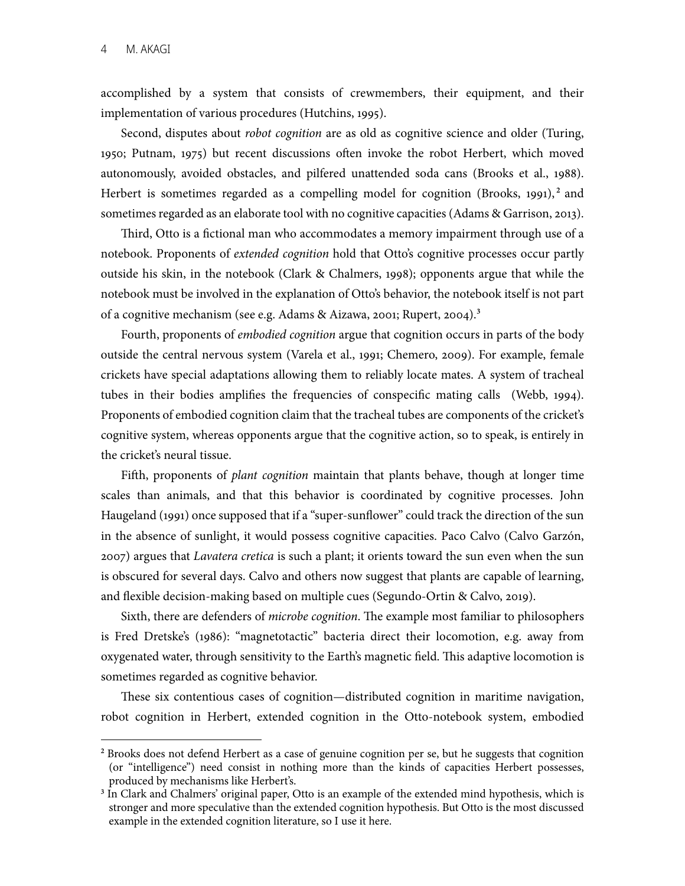accomplished by a system that consists of crewmembers, their equipment, and their implementation of various procedures (Hutchins, 1995).

Second, disputes about *robot cognition* are as old as cognitive science and older (Turing, 1950; Putnam, 1975) but recent discussions often invoke the robot Herbert, which moved autonomously, avoided obstacles, and pilfered unattended soda cans (Brooks et al., 1988). Herbert is sometimes regarded as a compelling model for cognition (Brooks, 1991),[2] and sometimes regarded as an elaborate tool with no cognitive capacities (Adams & Garrison, 2013).

Third, Otto is a fictional man who accommodates a memory impairment through use of a notebook. Proponents of *extended cognition* hold that Otto's cognitive processes occur partly outside his skin, in the notebook (Clark & Chalmers, 1998); opponents argue that while the notebook must be involved in the explanation of Otto's behavior, the notebook itself is not part of a cognitive mechanism (see e.g. Adams & Aizawa, 2001; Rupert, 2004).[3]

Fourth, proponents of *embodied cognition* argue that cognition occurs in parts of the body outside the central nervous system (Varela et al., 1991; Chemero, 2009). For example, female crickets have special adaptations allowing them to reliably locate mates. A system of tracheal tubes in their bodies amplifies the frequencies of conspecific mating calls (Webb, 1994). Proponents of embodied cognition claim that the tracheal tubes are components of the cricket's cognitive system, whereas opponents argue that the cognitive action, so to speak, is entirely in the cricket's neural tissue.

Fifth, proponents of *plant cognition* maintain that plants behave, though at longer time scales than animals, and that this behavior is coordinated by cognitive processes. John Haugeland (1991) once supposed that if a "super-sunflower" could track the direction of the sun in the absence of sunlight, it would possess cognitive capacities. Paco Calvo (Calvo Garzón, 2007) argues that *Lavatera cretica* is such a plant; it orients toward the sun even when the sun is obscured for several days. Calvo and others now suggest that plants are capable of learning, and flexible decision-making based on multiple cues (Segundo-Ortin & Calvo, 2019).

Sixth, there are defenders of *microbe cognition*. The example most familiar to philosophers is Fred Dretske's (1986): "magnetotactic" bacteria direct their locomotion, e.g. away from oxygenated water, through sensitivity to the Earth's magnetic field. This adaptive locomotion is sometimes regarded as cognitive behavior.

These six contentious cases of cognition—distributed cognition in maritime navigation, robot cognition in Herbert, extended cognition in the Otto-notebook system, embodied

---

[2] Brooks does not defend Herbert as a case of genuine cognition per se, but he suggests that cognition (or "intelligence") need consist in nothing more than the kinds of capacities Herbert possesses, produced by mechanisms like Herbert's.

[3] In Clark and Chalmers' original paper, Otto is an example of the extended mind hypothesis, which is stronger and more speculative than the extended cognition hypothesis. But Otto is the most discussed example in the extended cognition literature, so I use it here.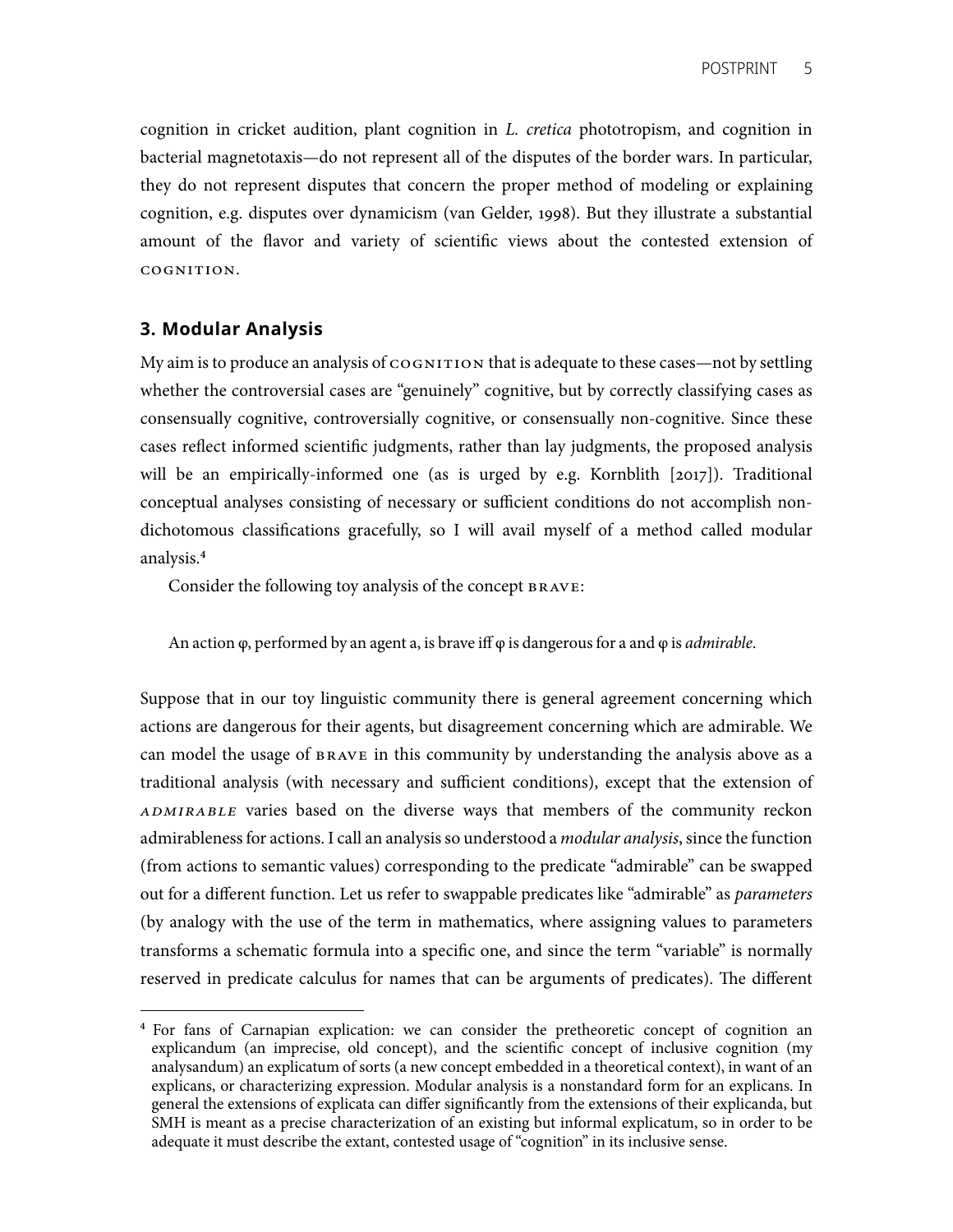cognition in cricket audition, plant cognition in *L. cretica* phototropism, and cognition in bacterial magnetotaxis—do not represent all of the disputes of the border wars. In particular, they do not represent disputes that concern the proper method of modeling or explaining cognition, e.g. disputes over dynamicism (van Gelder, 1998). But they illustrate a substantial amount of the flavor and variety of scientific views about the contested extension of COGNITION.

## 3. Modular Analysis

My aim is to produce an analysis of COGNITION that is adequate to these cases—not by settling whether the controversial cases are "genuinely" cognitive, but by correctly classifying cases as consensually cognitive, controversially cognitive, or consensually non-cognitive. Since these cases reflect informed scientific judgments, rather than lay judgments, the proposed analysis will be an empirically-informed one (as is urged by e.g. Kornblith [2017]). Traditional conceptual analyses consisting of necessary or sufficient conditions do not accomplish non-dichotomous classifications gracefully, so I will avail myself of a method called modular analysis.[4]

Consider the following toy analysis of the concept BRAVE:

> An action φ, performed by an agent a, is brave iff φ is dangerous for a and φ is *admirable*.

Suppose that in our toy linguistic community there is general agreement concerning which actions are dangerous for their agents, but disagreement concerning which are admirable. We can model the usage of BRAVE in this community by understanding the analysis above as a traditional analysis (with necessary and sufficient conditions), except that the extension of *ADMIRABLE* varies based on the diverse ways that members of the community reckon admirableness for actions. I call an analysis so understood a *modular analysis*, since the function (from actions to semantic values) corresponding to the predicate "admirable" can be swapped out for a different function. Let us refer to swappable predicates like "admirable" as *parameters* (by analogy with the use of the term in mathematics, where assigning values to parameters transforms a schematic formula into a specific one, and since the term "variable" is normally reserved in predicate calculus for names that can be arguments of predicates). The different

[4] For fans of Carnapian explication: we can consider the pretheoretic concept of cognition an explicandum (an imprecise, old concept), and the scientific concept of inclusive cognition (my analysandum) an explicatum of sorts (a new concept embedded in a theoretical context), in want of an explicans, or characterizing expression. Modular analysis is a nonstandard form for an explicans. In general the extensions of explicata can differ significantly from the extensions of their explicanda, but SMH is meant as a precise characterization of an existing but informal explicatum, so in order to be adequate it must describe the extant, contested usage of "cognition" in its inclusive sense.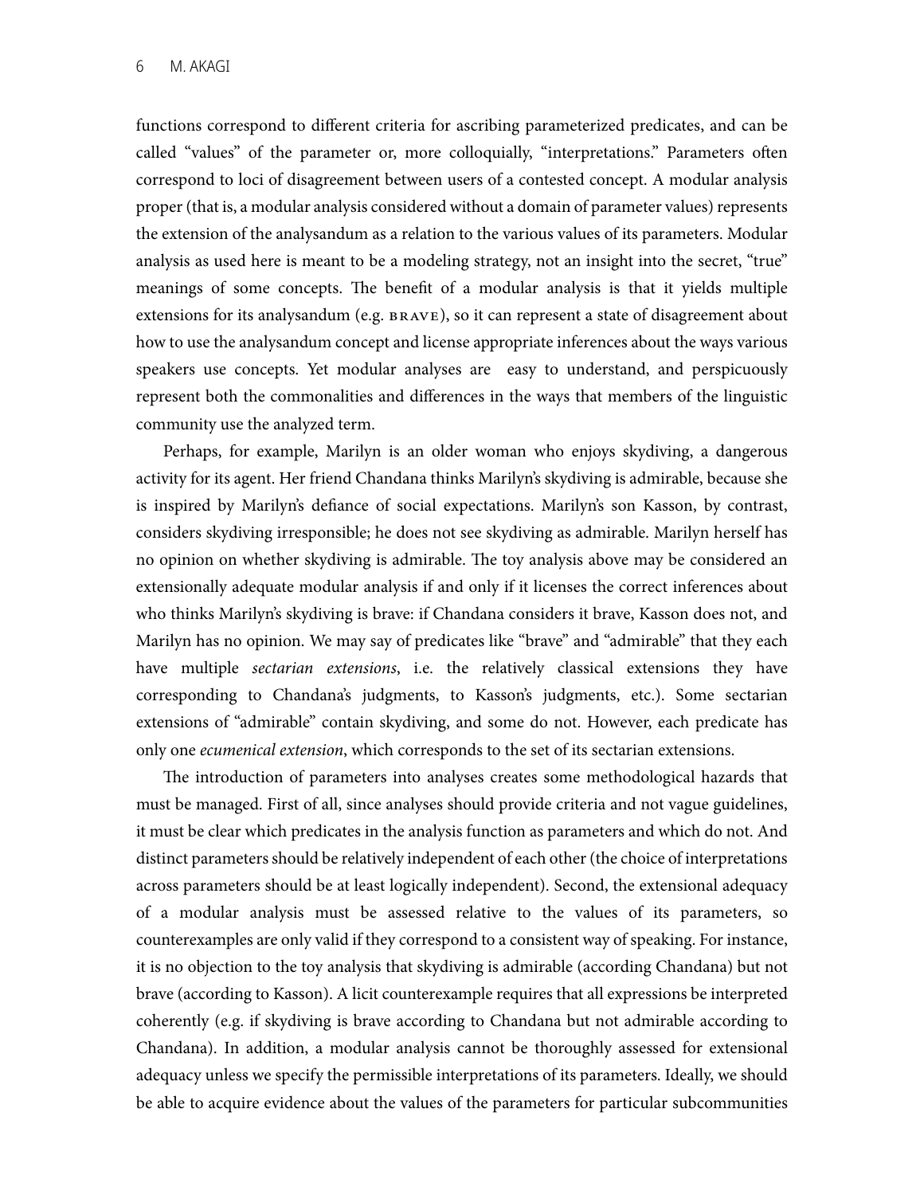functions correspond to different criteria for ascribing parameterized predicates, and can be called "values" of the parameter or, more colloquially, "interpretations." Parameters often correspond to loci of disagreement between users of a contested concept. A modular analysis proper (that is, a modular analysis considered without a domain of parameter values) represents the extension of the analysandum as a relation to the various values of its parameters. Modular analysis as used here is meant to be a modeling strategy, not an insight into the secret, "true" meanings of some concepts. The benefit of a modular analysis is that it yields multiple extensions for its analysandum (e.g. BRAVE), so it can represent a state of disagreement about how to use the analysandum concept and license appropriate inferences about the ways various speakers use concepts. Yet modular analyses are easy to understand, and perspicuously represent both the commonalities and differences in the ways that members of the linguistic community use the analyzed term.

Perhaps, for example, Marilyn is an older woman who enjoys skydiving, a dangerous activity for its agent. Her friend Chandana thinks Marilyn's skydiving is admirable, because she is inspired by Marilyn's defiance of social expectations. Marilyn's son Kasson, by contrast, considers skydiving irresponsible; he does not see skydiving as admirable. Marilyn herself has no opinion on whether skydiving is admirable. The toy analysis above may be considered an extensionally adequate modular analysis if and only if it licenses the correct inferences about who thinks Marilyn's skydiving is brave: if Chandana considers it brave, Kasson does not, and Marilyn has no opinion. We may say of predicates like "brave" and "admirable" that they each have multiple *sectarian extensions*, i.e. the relatively classical extensions they have corresponding to Chandana's judgments, to Kasson's judgments, etc.). Some sectarian extensions of "admirable" contain skydiving, and some do not. However, each predicate has only one *ecumenical extension*, which corresponds to the set of its sectarian extensions.

The introduction of parameters into analyses creates some methodological hazards that must be managed. First of all, since analyses should provide criteria and not vague guidelines, it must be clear which predicates in the analysis function as parameters and which do not. And distinct parameters should be relatively independent of each other (the choice of interpretations across parameters should be at least logically independent). Second, the extensional adequacy of a modular analysis must be assessed relative to the values of its parameters, so counterexamples are only valid if they correspond to a consistent way of speaking. For instance, it is no objection to the toy analysis that skydiving is admirable (according Chandana) but not brave (according to Kasson). A licit counterexample requires that all expressions be interpreted coherently (e.g. if skydiving is brave according to Chandana but not admirable according to Chandana). In addition, a modular analysis cannot be thoroughly assessed for extensional adequacy unless we specify the permissible interpretations of its parameters. Ideally, we should be able to acquire evidence about the values of the parameters for particular subcommunities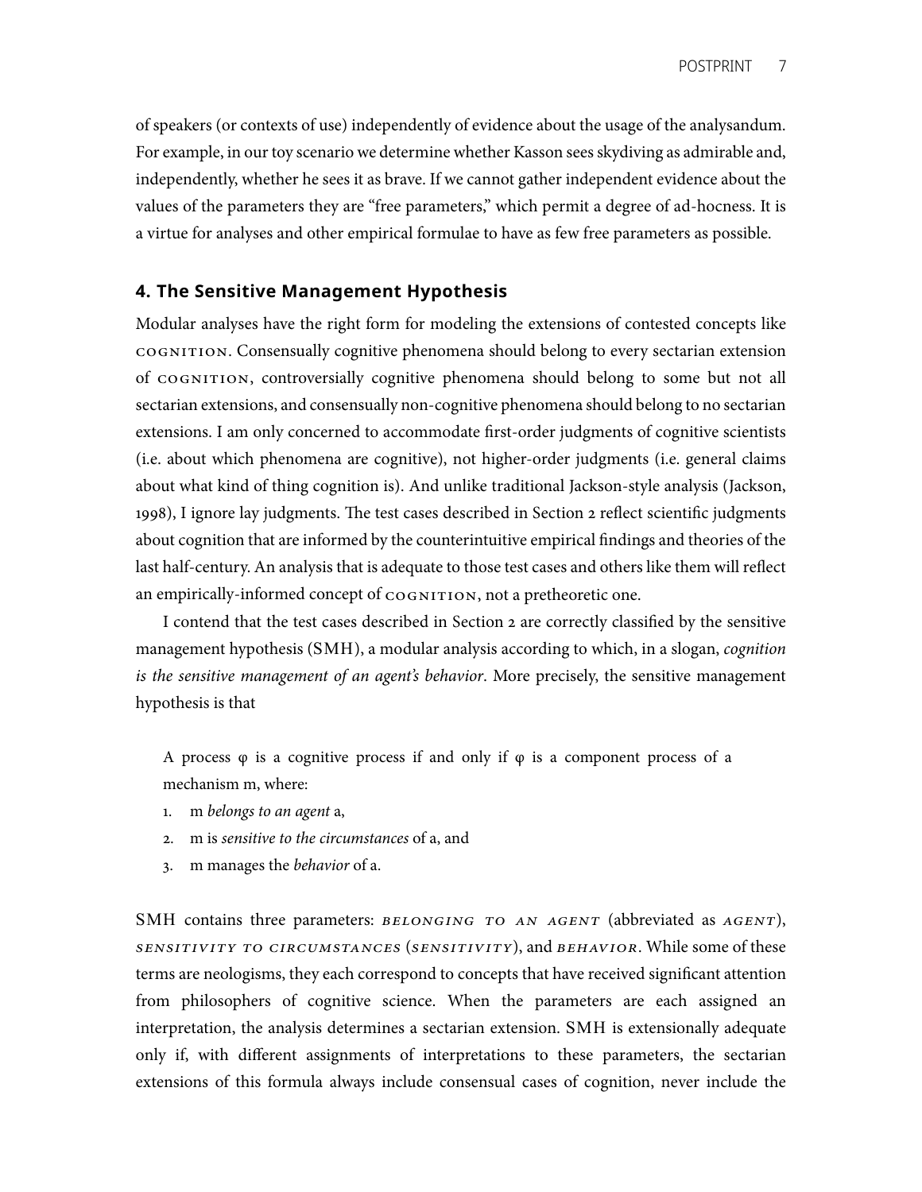of speakers (or contexts of use) independently of evidence about the usage of the analysandum. For example, in our toy scenario we determine whether Kasson sees skydiving as admirable and, independently, whether he sees it as brave. If we cannot gather independent evidence about the values of the parameters they are "free parameters," which permit a degree of ad-hocness. It is a virtue for analyses and other empirical formulae to have as few free parameters as possible.

## 4. The Sensitive Management Hypothesis

Modular analyses have the right form for modeling the extensions of contested concepts like COGNITION. Consensually cognitive phenomena should belong to every sectarian extension of COGNITION, controversially cognitive phenomena should belong to some but not all sectarian extensions, and consensually non-cognitive phenomena should belong to no sectarian extensions. I am only concerned to accommodate first-order judgments of cognitive scientists (i.e. about which phenomena are cognitive), not higher-order judgments (i.e. general claims about what kind of thing cognition is). And unlike traditional Jackson-style analysis (Jackson, 1998), I ignore lay judgments. The test cases described in Section 2 reflect scientific judgments about cognition that are informed by the counterintuitive empirical findings and theories of the last half-century. An analysis that is adequate to those test cases and others like them will reflect an empirically-informed concept of COGNITION, not a pretheoretic one.

I contend that the test cases described in Section 2 are correctly classified by the sensitive management hypothesis (SMH), a modular analysis according to which, in a slogan, *cognition is the sensitive management of an agent's behavior*. More precisely, the sensitive management hypothesis is that

> A process φ is a cognitive process if and only if φ is a component process of a mechanism m, where:
>
> 1. m *belongs to an agent* a,
> 2. m is *sensitive to the circumstances* of a, and
> 3. m manages the *behavior* of a.

SMH contains three parameters: *BELONGING TO AN AGENT* (abbreviated as *AGENT*), *SENSITIVITY TO CIRCUMSTANCES* (*SENSITIVITY*), and *BEHAVIOR*. While some of these terms are neologisms, they each correspond to concepts that have received significant attention from philosophers of cognitive science. When the parameters are each assigned an interpretation, the analysis determines a sectarian extension. SMH is extensionally adequate only if, with different assignments of interpretations to these parameters, the sectarian extensions of this formula always include consensual cases of cognition, never include the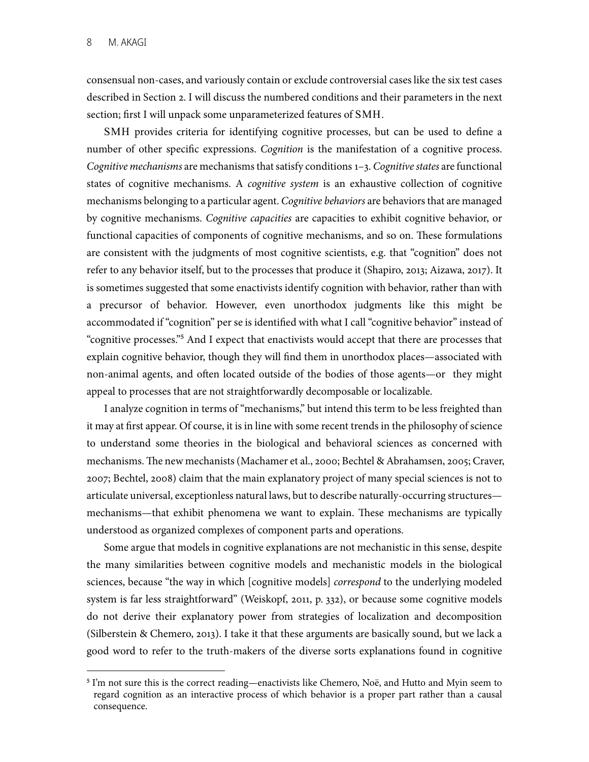consensual non-cases, and variously contain or exclude controversial cases like the six test cases described in Section 2. I will discuss the numbered conditions and their parameters in the next section; first I will unpack some unparameterized features of SMH.

SMH provides criteria for identifying cognitive processes, but can be used to define a number of other specific expressions. *Cognition* is the manifestation of a cognitive process. *Cognitive mechanisms* are mechanisms that satisfy conditions 1–3. *Cognitive states* are functional states of cognitive mechanisms. A *cognitive system* is an exhaustive collection of cognitive mechanisms belonging to a particular agent. *Cognitive behaviors* are behaviors that are managed by cognitive mechanisms. *Cognitive capacities* are capacities to exhibit cognitive behavior, or functional capacities of components of cognitive mechanisms, and so on. These formulations are consistent with the judgments of most cognitive scientists, e.g. that "cognition" does not refer to any behavior itself, but to the processes that produce it (Shapiro, 2013; Aizawa, 2017). It is sometimes suggested that some enactivists identify cognition with behavior, rather than with a precursor of behavior. However, even unorthodox judgments like this might be accommodated if "cognition" per se is identified with what I call "cognitive behavior" instead of "cognitive processes."[5] And I expect that enactivists would accept that there are processes that explain cognitive behavior, though they will find them in unorthodox places—associated with non-animal agents, and often located outside of the bodies of those agents—or they might appeal to processes that are not straightforwardly decomposable or localizable.

I analyze cognition in terms of "mechanisms," but intend this term to be less freighted than it may at first appear. Of course, it is in line with some recent trends in the philosophy of science to understand some theories in the biological and behavioral sciences as concerned with mechanisms. The new mechanists (Machamer et al., 2000; Bechtel & Abrahamsen, 2005; Craver, 2007; Bechtel, 2008) claim that the main explanatory project of many special sciences is not to articulate universal, exceptionless natural laws, but to describe naturally-occurring structures—mechanisms—that exhibit phenomena we want to explain. These mechanisms are typically understood as organized complexes of component parts and operations.

Some argue that models in cognitive explanations are not mechanistic in this sense, despite the many similarities between cognitive models and mechanistic models in the biological sciences, because "the way in which [cognitive models] *correspond* to the underlying modeled system is far less straightforward" (Weiskopf, 2011, p. 332), or because some cognitive models do not derive their explanatory power from strategies of localization and decomposition (Silberstein & Chemero, 2013). I take it that these arguments are basically sound, but we lack a good word to refer to the truth-makers of the diverse sorts explanations found in cognitive

[5] I'm not sure this is the correct reading—enactivists like Chemero, Noë, and Hutto and Myin seem to regard cognition as an interactive process of which behavior is a proper part rather than a causal consequence.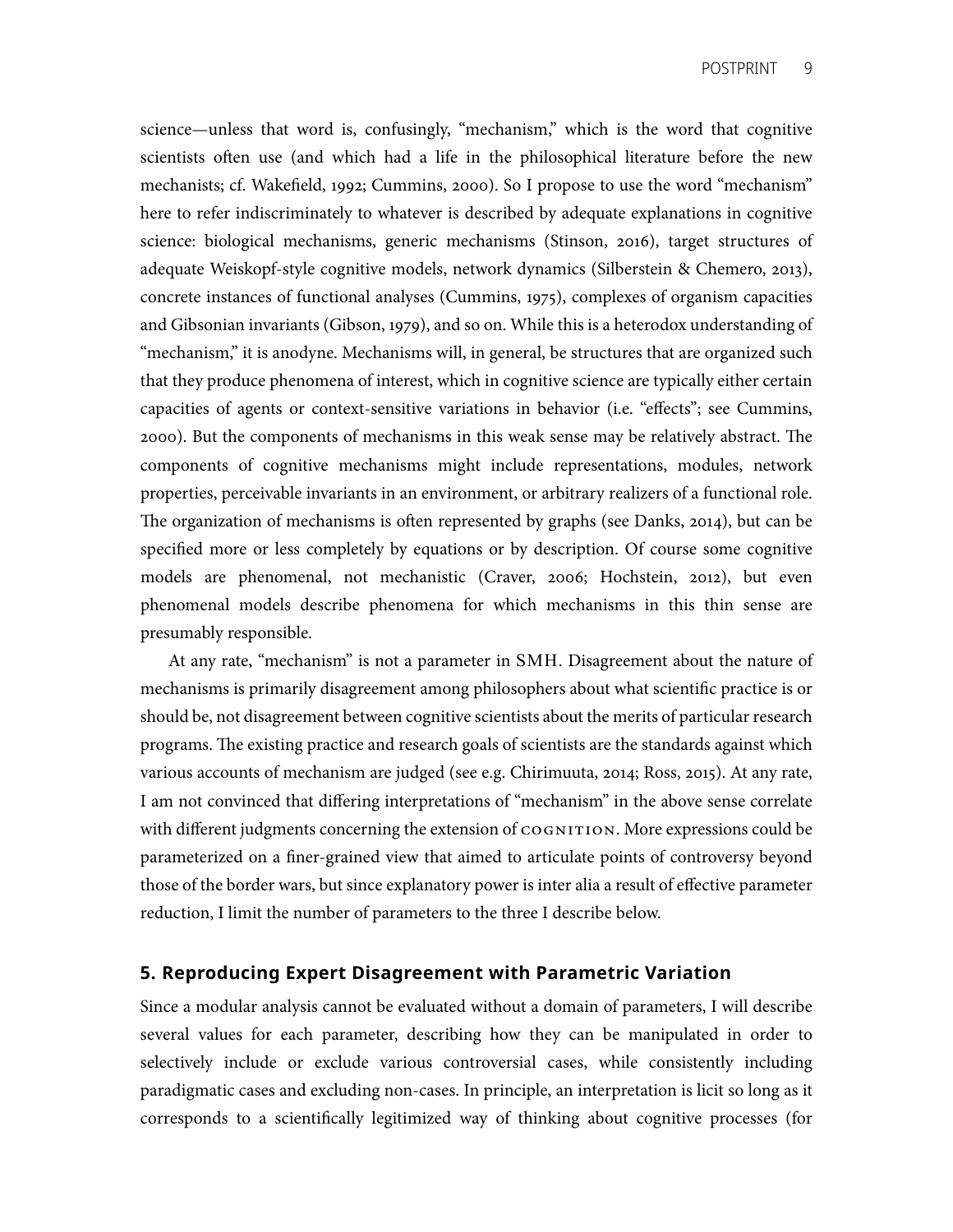science—unless that word is, confusingly, "mechanism," which is the word that cognitive scientists often use (and which had a life in the philosophical literature before the new mechanists; cf. Wakefield, 1992; Cummins, 2000). So I propose to use the word "mechanism" here to refer indiscriminately to whatever is described by adequate explanations in cognitive science: biological mechanisms, generic mechanisms (Stinson, 2016), target structures of adequate Weiskopf-style cognitive models, network dynamics (Silberstein & Chemero, 2013), concrete instances of functional analyses (Cummins, 1975), complexes of organism capacities and Gibsonian invariants (Gibson, 1979), and so on. While this is a heterodox understanding of "mechanism," it is anodyne. Mechanisms will, in general, be structures that are organized such that they produce phenomena of interest, which in cognitive science are typically either certain capacities of agents or context-sensitive variations in behavior (i.e. "effects"; see Cummins, 2000). But the components of mechanisms in this weak sense may be relatively abstract. The components of cognitive mechanisms might include representations, modules, network properties, perceivable invariants in an environment, or arbitrary realizers of a functional role. The organization of mechanisms is often represented by graphs (see Danks, 2014), but can be specified more or less completely by equations or by description. Of course some cognitive models are phenomenal, not mechanistic (Craver, 2006; Hochstein, 2012), but even phenomenal models describe phenomena for which mechanisms in this thin sense are presumably responsible.

At any rate, "mechanism" is not a parameter in SMH. Disagreement about the nature of mechanisms is primarily disagreement among philosophers about what scientific practice is or should be, not disagreement between cognitive scientists about the merits of particular research programs. The existing practice and research goals of scientists are the standards against which various accounts of mechanism are judged (see e.g. Chirimuuta, 2014; Ross, 2015). At any rate, I am not convinced that differing interpretations of "mechanism" in the above sense correlate with different judgments concerning the extension of COGNITION. More expressions could be parameterized on a finer-grained view that aimed to articulate points of controversy beyond those of the border wars, but since explanatory power is inter alia a result of effective parameter reduction, I limit the number of parameters to the three I describe below.

## 5. Reproducing Expert Disagreement with Parametric Variation

Since a modular analysis cannot be evaluated without a domain of parameters, I will describe several values for each parameter, describing how they can be manipulated in order to selectively include or exclude various controversial cases, while consistently including paradigmatic cases and excluding non-cases. In principle, an interpretation is licit so long as it corresponds to a scientifically legitimized way of thinking about cognitive processes (for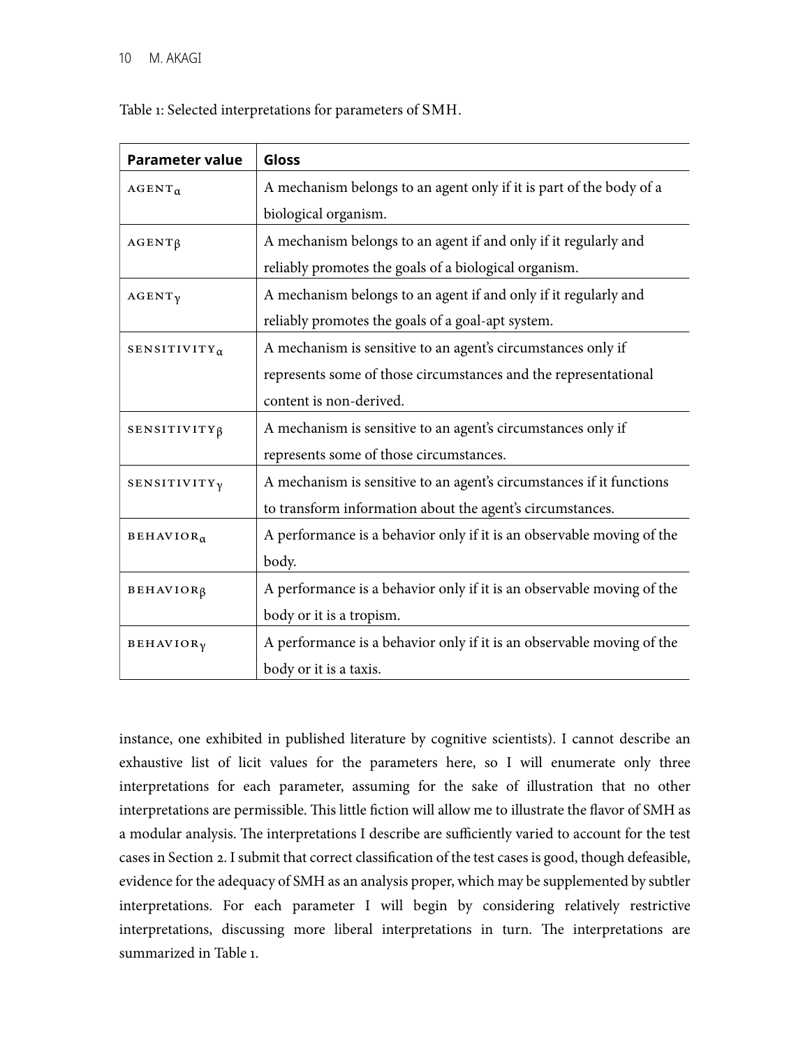Table 1: Selected interpretations for parameters of SMH.

| Parameter value | Gloss |
|---|---|
| AGENT$_{\alpha}$ | A mechanism belongs to an agent only if it is part of the body of a biological organism. |
| AGENT$_{\beta}$ | A mechanism belongs to an agent if and only if it regularly and reliably promotes the goals of a biological organism. |
| AGENT$_{\gamma}$ | A mechanism belongs to an agent if and only if it regularly and reliably promotes the goals of a goal-apt system. |
| SENSITIVITY$_{\alpha}$ | A mechanism is sensitive to an agent's circumstances only if represents some of those circumstances and the representational content is non-derived. |
| SENSITIVITY$_{\beta}$ | A mechanism is sensitive to an agent's circumstances only if represents some of those circumstances. |
| SENSITIVITY$_{\gamma}$ | A mechanism is sensitive to an agent's circumstances if it functions to transform information about the agent's circumstances. |
| BEHAVIOR$_{\alpha}$ | A performance is a behavior only if it is an observable moving of the body. |
| BEHAVIOR$_{\beta}$ | A performance is a behavior only if it is an observable moving of the body or it is a tropism. |
| BEHAVIOR$_{\gamma}$ | A performance is a behavior only if it is an observable moving of the body or it is a taxis. |

instance, one exhibited in published literature by cognitive scientists). I cannot describe an exhaustive list of licit values for the parameters here, so I will enumerate only three interpretations for each parameter, assuming for the sake of illustration that no other interpretations are permissible. This little fiction will allow me to illustrate the flavor of SMH as a modular analysis. The interpretations I describe are sufficiently varied to account for the test cases in Section 2. I submit that correct classification of the test cases is good, though defeasible, evidence for the adequacy of SMH as an analysis proper, which may be supplemented by subtler interpretations. For each parameter I will begin by considering relatively restrictive interpretations, discussing more liberal interpretations in turn. The interpretations are summarized in Table 1.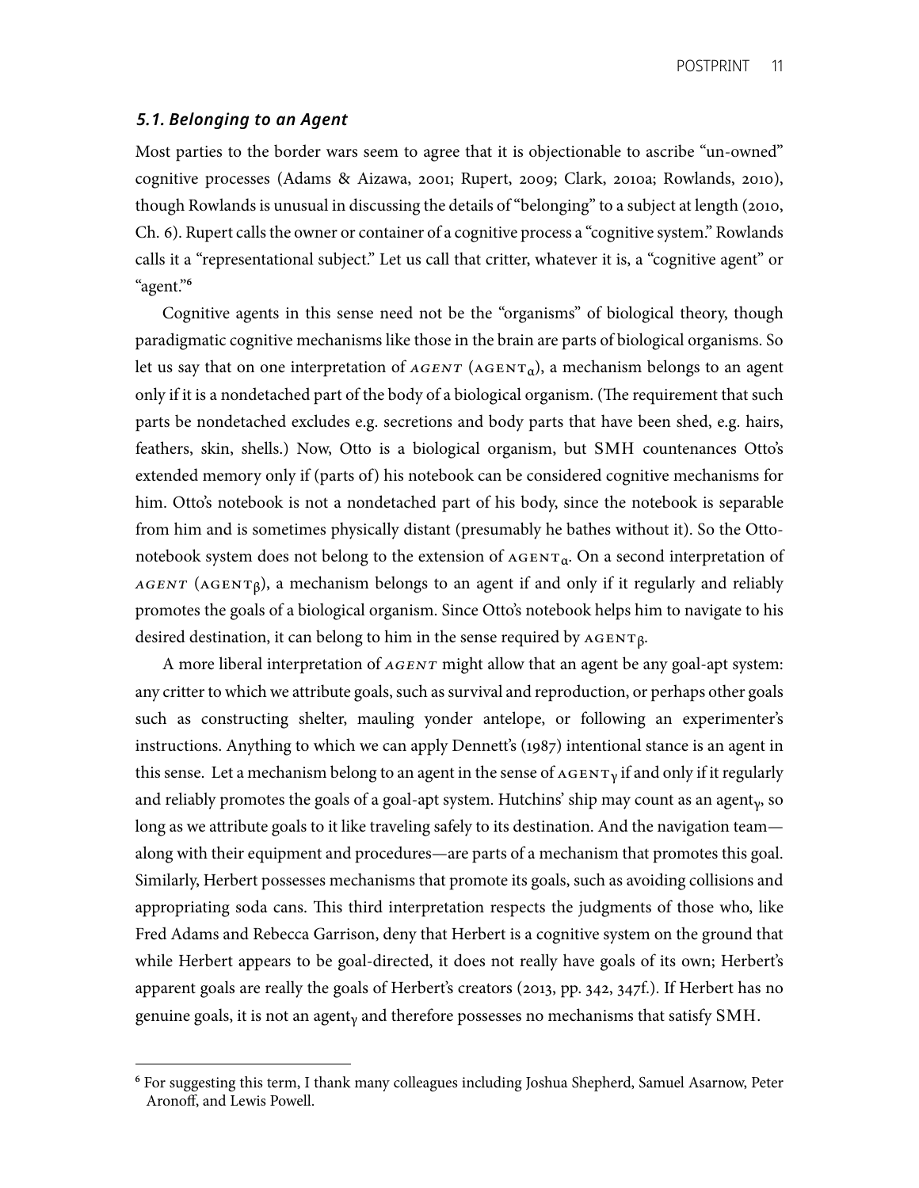### *5.1. Belonging to an Agent*

Most parties to the border wars seem to agree that it is objectionable to ascribe "un-owned" cognitive processes (Adams & Aizawa, 2001; Rupert, 2009; Clark, 2010a; Rowlands, 2010), though Rowlands is unusual in discussing the details of "belonging" to a subject at length (2010, Ch. 6). Rupert calls the owner or container of a cognitive process a "cognitive system." Rowlands calls it a "representational subject." Let us call that critter, whatever it is, a "cognitive agent" or "agent."[6]

Cognitive agents in this sense need not be the "organisms" of biological theory, though paradigmatic cognitive mechanisms like those in the brain are parts of biological organisms. So let us say that on one interpretation of *AGENT* ($\text{AGENT}_{\alpha}$), a mechanism belongs to an agent only if it is a nondetached part of the body of a biological organism. (The requirement that such parts be nondetached excludes e.g. secretions and body parts that have been shed, e.g. hairs, feathers, skin, shells.) Now, Otto is a biological organism, but SMH countenances Otto's extended memory only if (parts of) his notebook can be considered cognitive mechanisms for him. Otto's notebook is not a nondetached part of his body, since the notebook is separable from him and is sometimes physically distant (presumably he bathes without it). So the Otto-notebook system does not belong to the extension of $\text{AGENT}_{\alpha}$. On a second interpretation of *AGENT* ($\text{AGENT}_{\beta}$), a mechanism belongs to an agent if and only if it regularly and reliably promotes the goals of a biological organism. Since Otto's notebook helps him to navigate to his desired destination, it can belong to him in the sense required by $\text{AGENT}_{\beta}$.

A more liberal interpretation of *AGENT* might allow that an agent be any goal-apt system: any critter to which we attribute goals, such as survival and reproduction, or perhaps other goals such as constructing shelter, mauling yonder antelope, or following an experimenter's instructions. Anything to which we can apply Dennett's (1987) intentional stance is an agent in this sense. Let a mechanism belong to an agent in the sense of $\text{AGENT}_{\gamma}$ if and only if it regularly and reliably promotes the goals of a goal-apt system. Hutchins' ship may count as an $\text{agent}_{\gamma}$, so long as we attribute goals to it like traveling safely to its destination. And the navigation team—along with their equipment and procedures—are parts of a mechanism that promotes this goal. Similarly, Herbert possesses mechanisms that promote its goals, such as avoiding collisions and appropriating soda cans. This third interpretation respects the judgments of those who, like Fred Adams and Rebecca Garrison, deny that Herbert is a cognitive system on the ground that while Herbert appears to be goal-directed, it does not really have goals of its own; Herbert's apparent goals are really the goals of Herbert's creators (2013, pp. 342, 347f.). If Herbert has no genuine goals, it is not an $\text{agent}_{\gamma}$ and therefore possesses no mechanisms that satisfy SMH.

---

[6] For suggesting this term, I thank many colleagues including Joshua Shepherd, Samuel Asarnow, Peter Aronoff, and Lewis Powell.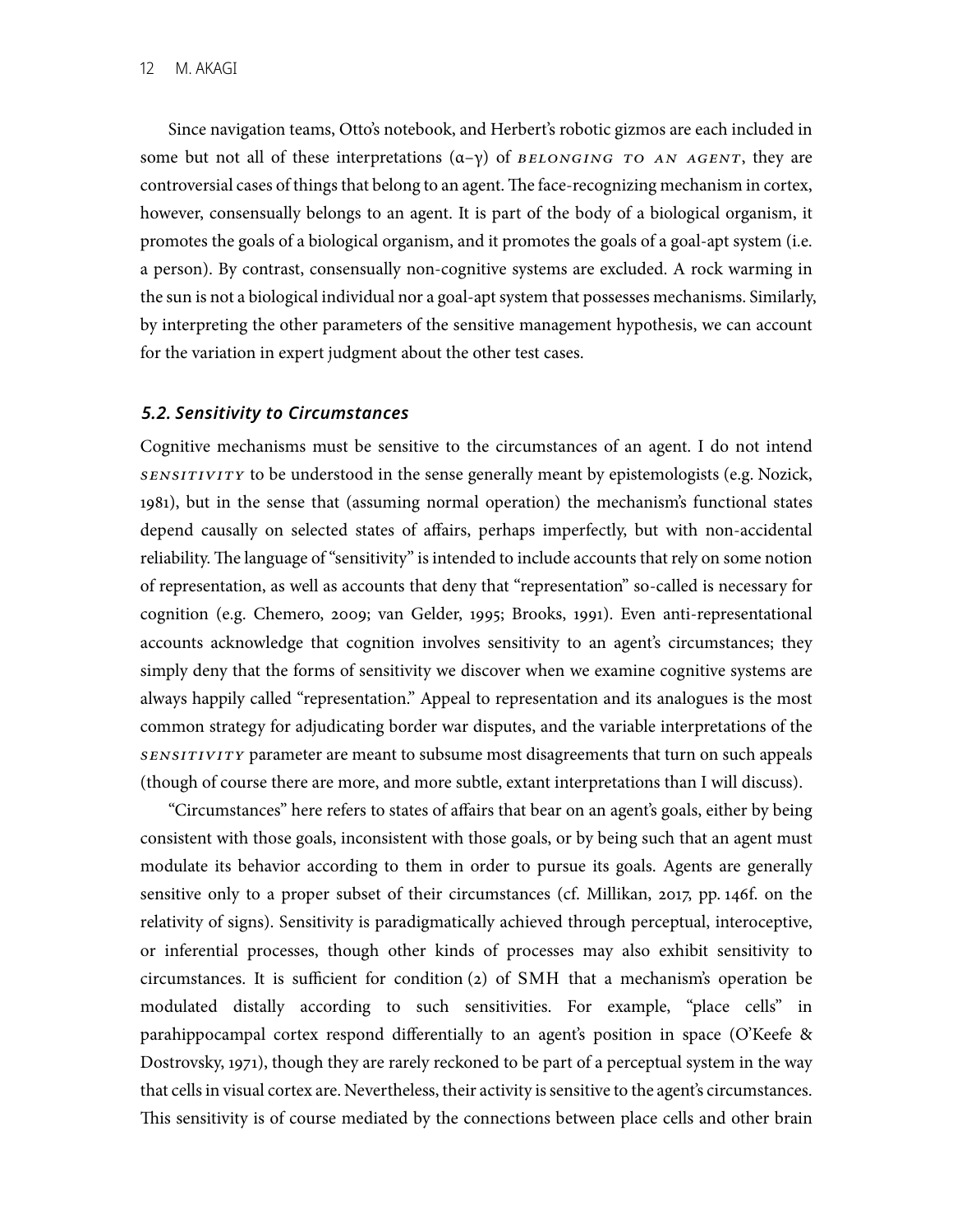Since navigation teams, Otto's notebook, and Herbert's robotic gizmos are each included in some but not all of these interpretations (α–γ) of *belonging to an agent*, they are controversial cases of things that belong to an agent. The face-recognizing mechanism in cortex, however, consensually belongs to an agent. It is part of the body of a biological organism, it promotes the goals of a biological organism, and it promotes the goals of a goal-apt system (i.e. a person). By contrast, consensually non-cognitive systems are excluded. A rock warming in the sun is not a biological individual nor a goal-apt system that possesses mechanisms. Similarly, by interpreting the other parameters of the sensitive management hypothesis, we can account for the variation in expert judgment about the other test cases.

### 5.2. Sensitivity to Circumstances

Cognitive mechanisms must be sensitive to the circumstances of an agent. I do not intend *sensitivity* to be understood in the sense generally meant by epistemologists (e.g. Nozick, 1981), but in the sense that (assuming normal operation) the mechanism's functional states depend causally on selected states of affairs, perhaps imperfectly, but with non-accidental reliability. The language of "sensitivity" is intended to include accounts that rely on some notion of representation, as well as accounts that deny that "representation" so-called is necessary for cognition (e.g. Chemero, 2009; van Gelder, 1995; Brooks, 1991). Even anti-representational accounts acknowledge that cognition involves sensitivity to an agent's circumstances; they simply deny that the forms of sensitivity we discover when we examine cognitive systems are always happily called "representation." Appeal to representation and its analogues is the most common strategy for adjudicating border war disputes, and the variable interpretations of the *sensitivity* parameter are meant to subsume most disagreements that turn on such appeals (though of course there are more, and more subtle, extant interpretations than I will discuss).

"Circumstances" here refers to states of affairs that bear on an agent's goals, either by being consistent with those goals, inconsistent with those goals, or by being such that an agent must modulate its behavior according to them in order to pursue its goals. Agents are generally sensitive only to a proper subset of their circumstances (cf. Millikan, 2017, pp. 146f. on the relativity of signs). Sensitivity is paradigmatically achieved through perceptual, interoceptive, or inferential processes, though other kinds of processes may also exhibit sensitivity to circumstances. It is sufficient for condition (2) of SMH that a mechanism's operation be modulated distally according to such sensitivities. For example, "place cells" in parahippocampal cortex respond differentially to an agent's position in space (O'Keefe & Dostrovsky, 1971), though they are rarely reckoned to be part of a perceptual system in the way that cells in visual cortex are. Nevertheless, their activity is sensitive to the agent's circumstances. This sensitivity is of course mediated by the connections between place cells and other brain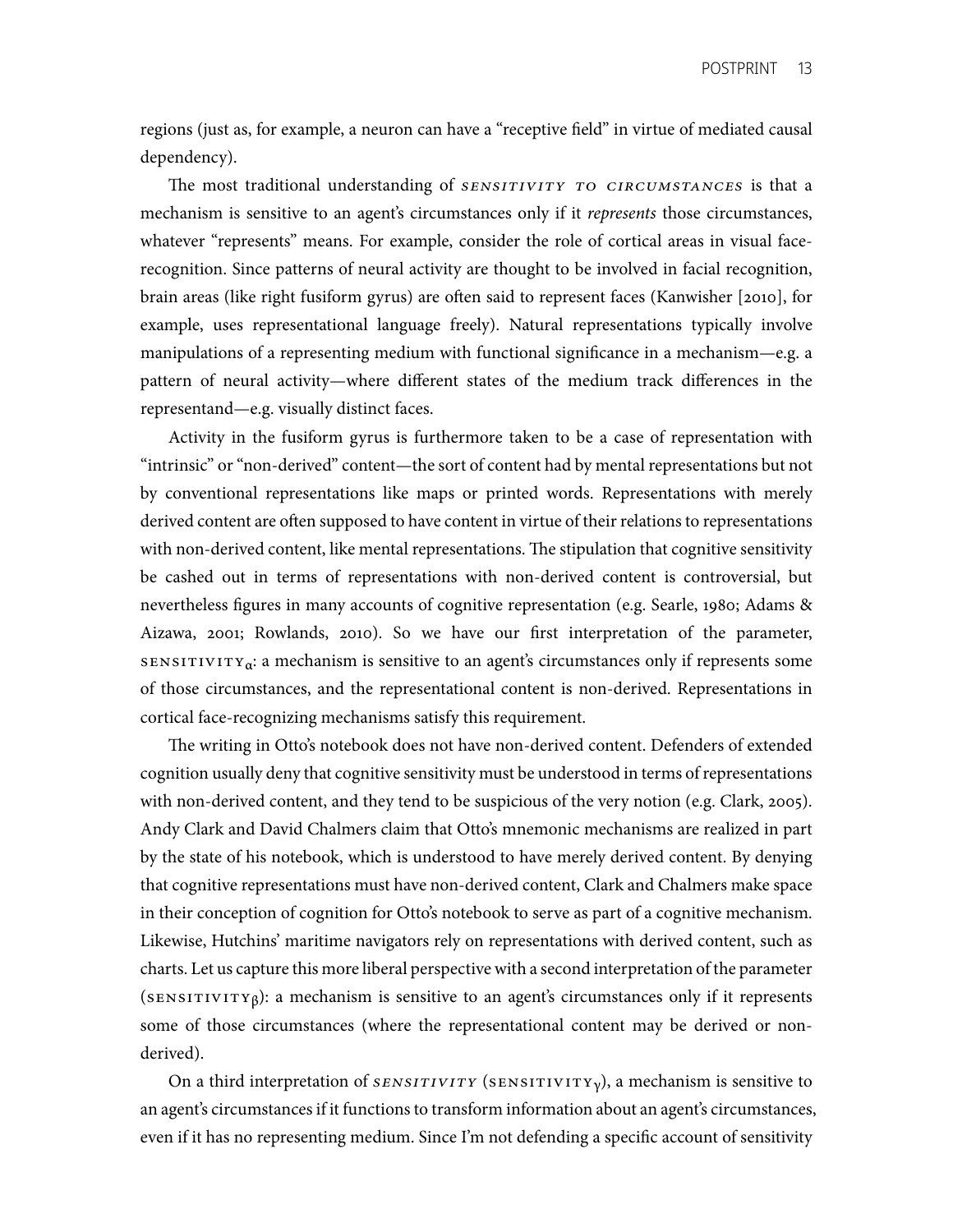regions (just as, for example, a neuron can have a "receptive field" in virtue of mediated causal dependency).

The most traditional understanding of *SENSITIVITY TO CIRCUMSTANCES* is that a mechanism is sensitive to an agent's circumstances only if it *represents* those circumstances, whatever "represents" means. For example, consider the role of cortical areas in visual face-recognition. Since patterns of neural activity are thought to be involved in facial recognition, brain areas (like right fusiform gyrus) are often said to represent faces (Kanwisher [2010], for example, uses representational language freely). Natural representations typically involve manipulations of a representing medium with functional significance in a mechanism—e.g. a pattern of neural activity—where different states of the medium track differences in the representand—e.g. visually distinct faces.

Activity in the fusiform gyrus is furthermore taken to be a case of representation with "intrinsic" or "non-derived" content—the sort of content had by mental representations but not by conventional representations like maps or printed words. Representations with merely derived content are often supposed to have content in virtue of their relations to representations with non-derived content, like mental representations. The stipulation that cognitive sensitivity be cashed out in terms of representations with non-derived content is controversial, but nevertheless figures in many accounts of cognitive representation (e.g. Searle, 1980; Adams & Aizawa, 2001; Rowlands, 2010). So we have our first interpretation of the parameter, SENSITIVITY$_\alpha$: a mechanism is sensitive to an agent's circumstances only if represents some of those circumstances, and the representational content is non-derived. Representations in cortical face-recognizing mechanisms satisfy this requirement.

The writing in Otto's notebook does not have non-derived content. Defenders of extended cognition usually deny that cognitive sensitivity must be understood in terms of representations with non-derived content, and they tend to be suspicious of the very notion (e.g. Clark, 2005). Andy Clark and David Chalmers claim that Otto's mnemonic mechanisms are realized in part by the state of his notebook, which is understood to have merely derived content. By denying that cognitive representations must have non-derived content, Clark and Chalmers make space in their conception of cognition for Otto's notebook to serve as part of a cognitive mechanism. Likewise, Hutchins' maritime navigators rely on representations with derived content, such as charts. Let us capture this more liberal perspective with a second interpretation of the parameter (SENSITIVITY$_\beta$): a mechanism is sensitive to an agent's circumstances only if it represents some of those circumstances (where the representational content may be derived or non-derived).

On a third interpretation of *SENSITIVITY* (SENSITIVITY$_\gamma$), a mechanism is sensitive to an agent's circumstances if it functions to transform information about an agent's circumstances, even if it has no representing medium. Since I'm not defending a specific account of sensitivity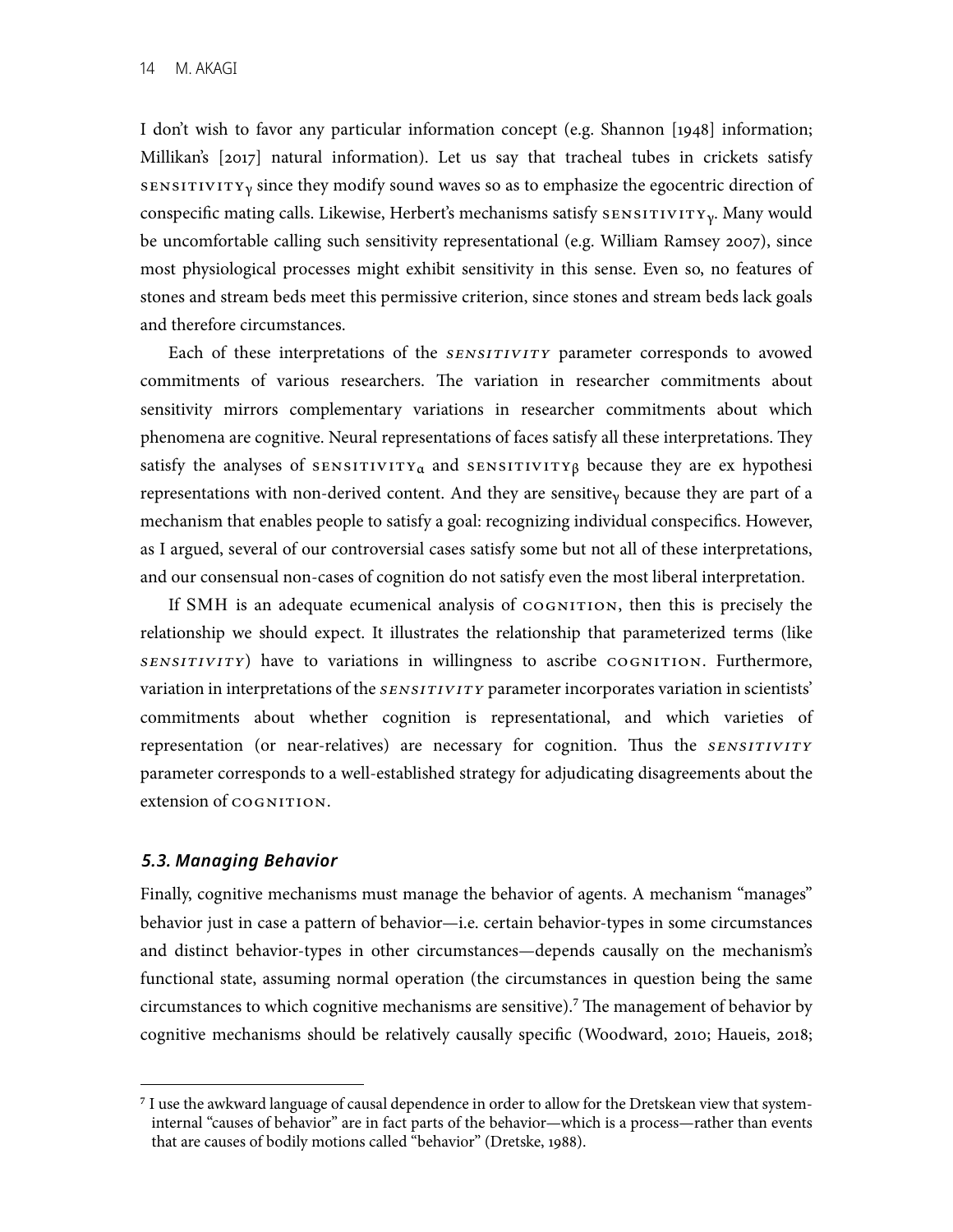I don't wish to favor any particular information concept (e.g. Shannon [1948] information; Millikan's [2017] natural information). Let us say that tracheal tubes in crickets satisfy SENSITIVITY$_{\gamma}$ since they modify sound waves so as to emphasize the egocentric direction of conspecific mating calls. Likewise, Herbert's mechanisms satisfy SENSITIVITY$_{\gamma}$. Many would be uncomfortable calling such sensitivity representational (e.g. William Ramsey 2007), since most physiological processes might exhibit sensitivity in this sense. Even so, no features of stones and stream beds meet this permissive criterion, since stones and stream beds lack goals and therefore circumstances.

Each of these interpretations of the *SENSITIVITY* parameter corresponds to avowed commitments of various researchers. The variation in researcher commitments about sensitivity mirrors complementary variations in researcher commitments about which phenomena are cognitive. Neural representations of faces satisfy all these interpretations. They satisfy the analyses of SENSITIVITY$_{\alpha}$ and SENSITIVITY$_{\beta}$ because they are ex hypothesi representations with non-derived content. And they are sensitive$_{\gamma}$ because they are part of a mechanism that enables people to satisfy a goal: recognizing individual conspecifics. However, as I argued, several of our controversial cases satisfy some but not all of these interpretations, and our consensual non-cases of cognition do not satisfy even the most liberal interpretation.

If SMH is an adequate ecumenical analysis of COGNITION, then this is precisely the relationship we should expect. It illustrates the relationship that parameterized terms (like *SENSITIVITY*) have to variations in willingness to ascribe COGNITION. Furthermore, variation in interpretations of the *SENSITIVITY* parameter incorporates variation in scientists' commitments about whether cognition is representational, and which varieties of representation (or near-relatives) are necessary for cognition. Thus the *SENSITIVITY* parameter corresponds to a well-established strategy for adjudicating disagreements about the extension of COGNITION.

### *5.3. Managing Behavior*

Finally, cognitive mechanisms must manage the behavior of agents. A mechanism "manages" behavior just in case a pattern of behavior—i.e. certain behavior-types in some circumstances and distinct behavior-types in other circumstances—depends causally on the mechanism's functional state, assuming normal operation (the circumstances in question being the same circumstances to which cognitive mechanisms are sensitive).[7] The management of behavior by cognitive mechanisms should be relatively causally specific (Woodward, 2010; Haueis, 2018;

[7] I use the awkward language of causal dependence in order to allow for the Dretskean view that system-internal "causes of behavior" are in fact parts of the behavior—which is a process—rather than events that are causes of bodily motions called "behavior" (Dretske, 1988).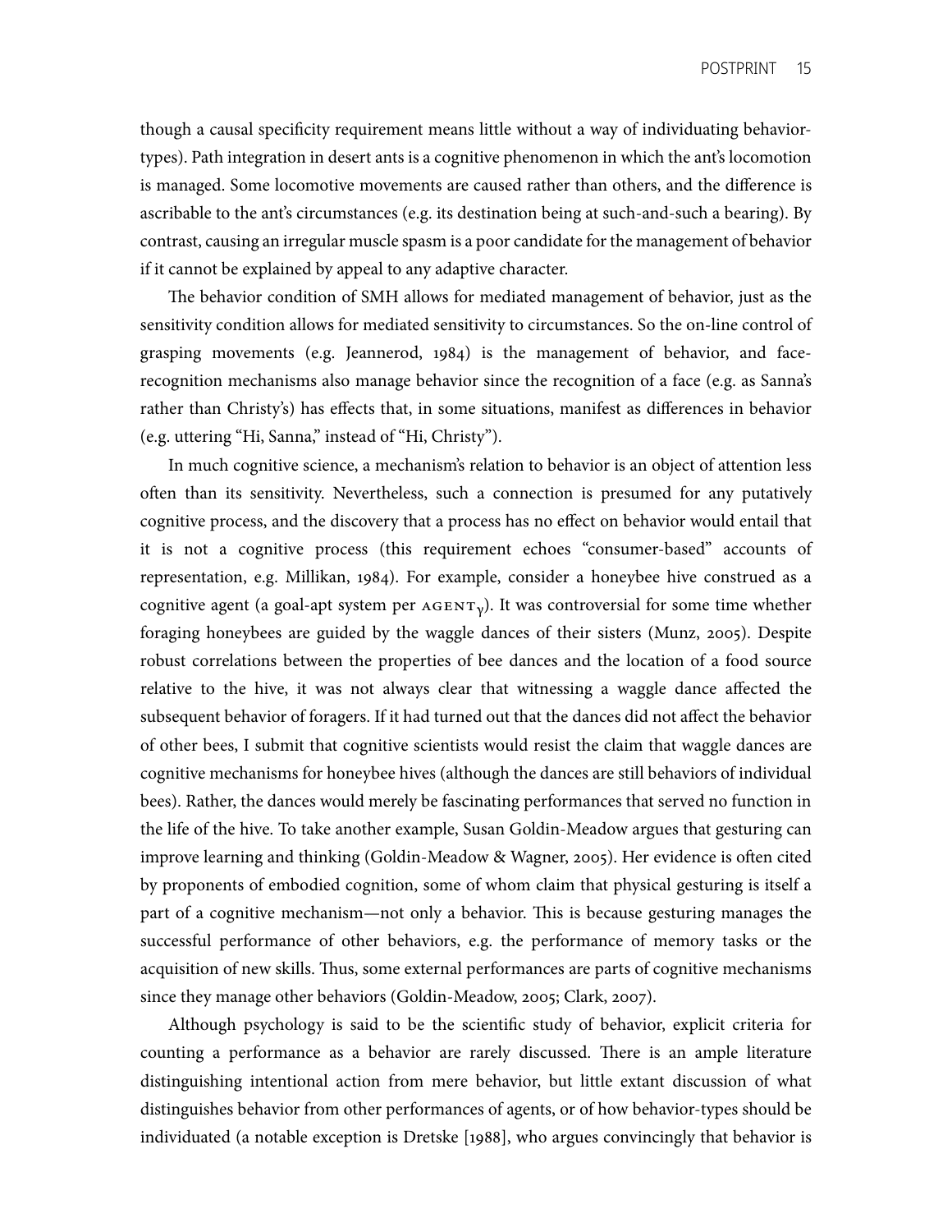though a causal specificity requirement means little without a way of individuating behavior-types). Path integration in desert ants is a cognitive phenomenon in which the ant's locomotion is managed. Some locomotive movements are caused rather than others, and the difference is ascribable to the ant's circumstances (e.g. its destination being at such-and-such a bearing). By contrast, causing an irregular muscle spasm is a poor candidate for the management of behavior if it cannot be explained by appeal to any adaptive character.

The behavior condition of SMH allows for mediated management of behavior, just as the sensitivity condition allows for mediated sensitivity to circumstances. So the on-line control of grasping movements (e.g. Jeannerod, 1984) is the management of behavior, and face-recognition mechanisms also manage behavior since the recognition of a face (e.g. as Sanna's rather than Christy's) has effects that, in some situations, manifest as differences in behavior (e.g. uttering "Hi, Sanna," instead of "Hi, Christy").

In much cognitive science, a mechanism's relation to behavior is an object of attention less often than its sensitivity. Nevertheless, such a connection is presumed for any putatively cognitive process, and the discovery that a process has no effect on behavior would entail that it is not a cognitive process (this requirement echoes "consumer-based" accounts of representation, e.g. Millikan, 1984). For example, consider a honeybee hive construed as a cognitive agent (a goal-apt system per $\text{AGENT}_{\gamma}$). It was controversial for some time whether foraging honeybees are guided by the waggle dances of their sisters (Munz, 2005). Despite robust correlations between the properties of bee dances and the location of a food source relative to the hive, it was not always clear that witnessing a waggle dance affected the subsequent behavior of foragers. If it had turned out that the dances did not affect the behavior of other bees, I submit that cognitive scientists would resist the claim that waggle dances are cognitive mechanisms for honeybee hives (although the dances are still behaviors of individual bees). Rather, the dances would merely be fascinating performances that served no function in the life of the hive. To take another example, Susan Goldin-Meadow argues that gesturing can improve learning and thinking (Goldin-Meadow & Wagner, 2005). Her evidence is often cited by proponents of embodied cognition, some of whom claim that physical gesturing is itself a part of a cognitive mechanism—not only a behavior. This is because gesturing manages the successful performance of other behaviors, e.g. the performance of memory tasks or the acquisition of new skills. Thus, some external performances are parts of cognitive mechanisms since they manage other behaviors (Goldin-Meadow, 2005; Clark, 2007).

Although psychology is said to be the scientific study of behavior, explicit criteria for counting a performance as a behavior are rarely discussed. There is an ample literature distinguishing intentional action from mere behavior, but little extant discussion of what distinguishes behavior from other performances of agents, or of how behavior-types should be individuated (a notable exception is Dretske [1988], who argues convincingly that behavior is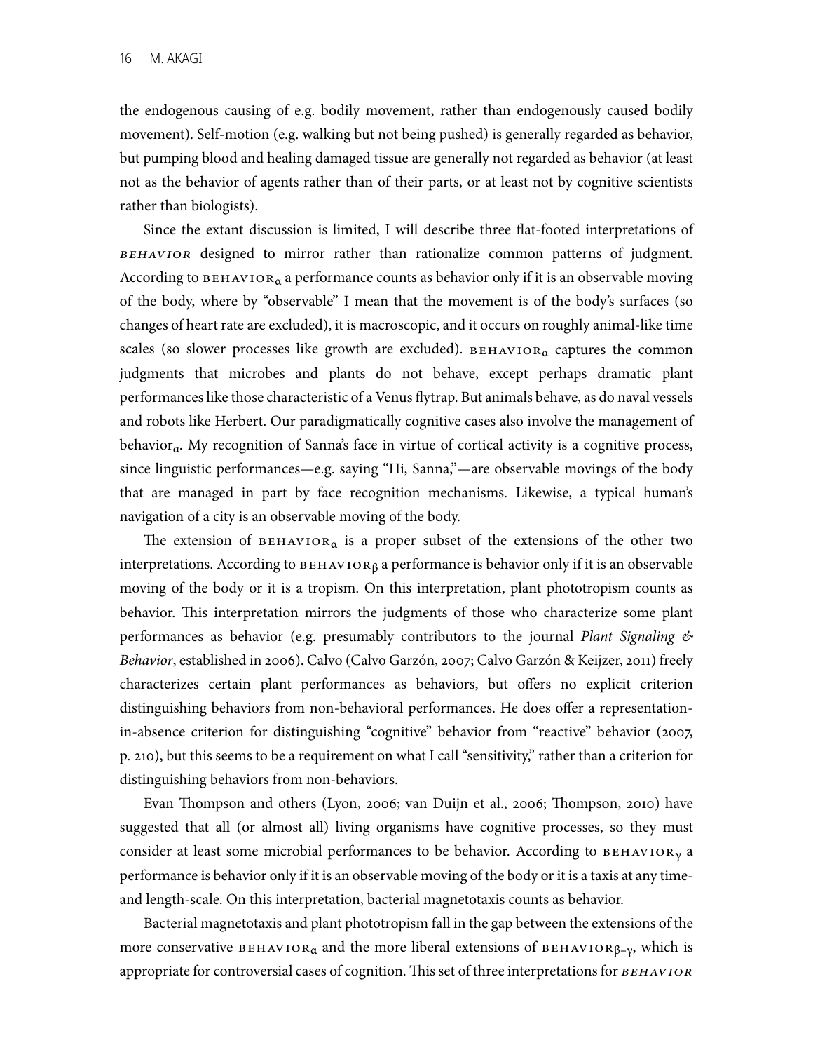the endogenous causing of e.g. bodily movement, rather than endogenously caused bodily movement). Self-motion (e.g. walking but not being pushed) is generally regarded as behavior, but pumping blood and healing damaged tissue are generally not regarded as behavior (at least not as the behavior of agents rather than of their parts, or at least not by cognitive scientists rather than biologists).

Since the extant discussion is limited, I will describe three flat-footed interpretations of *BEHAVIOR* designed to mirror rather than rationalize common patterns of judgment. According to BEHAVIOR$_\alpha$ a performance counts as behavior only if it is an observable moving of the body, where by "observable" I mean that the movement is of the body's surfaces (so changes of heart rate are excluded), it is macroscopic, and it occurs on roughly animal-like time scales (so slower processes like growth are excluded). BEHAVIOR$_\alpha$ captures the common judgments that microbes and plants do not behave, except perhaps dramatic plant performances like those characteristic of a Venus flytrap. But animals behave, as do naval vessels and robots like Herbert. Our paradigmatically cognitive cases also involve the management of behavior$_\alpha$. My recognition of Sanna's face in virtue of cortical activity is a cognitive process, since linguistic performances—e.g. saying "Hi, Sanna,"—are observable movings of the body that are managed in part by face recognition mechanisms. Likewise, a typical human's navigation of a city is an observable moving of the body.

The extension of BEHAVIOR$_\alpha$ is a proper subset of the extensions of the other two interpretations. According to BEHAVIOR$_\beta$ a performance is behavior only if it is an observable moving of the body or it is a tropism. On this interpretation, plant phototropism counts as behavior. This interpretation mirrors the judgments of those who characterize some plant performances as behavior (e.g. presumably contributors to the journal *Plant Signaling & Behavior*, established in 2006). Calvo (Calvo Garzón, 2007; Calvo Garzón & Keijzer, 2011) freely characterizes certain plant performances as behaviors, but offers no explicit criterion distinguishing behaviors from non-behavioral performances. He does offer a representation-in-absence criterion for distinguishing "cognitive" behavior from "reactive" behavior (2007, p. 210), but this seems to be a requirement on what I call "sensitivity," rather than a criterion for distinguishing behaviors from non-behaviors.

Evan Thompson and others (Lyon, 2006; van Duijn et al., 2006; Thompson, 2010) have suggested that all (or almost all) living organisms have cognitive processes, so they must consider at least some microbial performances to be behavior. According to BEHAVIOR$_\gamma$ a performance is behavior only if it is an observable moving of the body or it is a taxis at any time- and length-scale. On this interpretation, bacterial magnetotaxis counts as behavior.

Bacterial magnetotaxis and plant phototropism fall in the gap between the extensions of the more conservative BEHAVIOR$_\alpha$ and the more liberal extensions of BEHAVIOR$_{\beta-\gamma}$, which is appropriate for controversial cases of cognition. This set of three interpretations for *BEHAVIOR*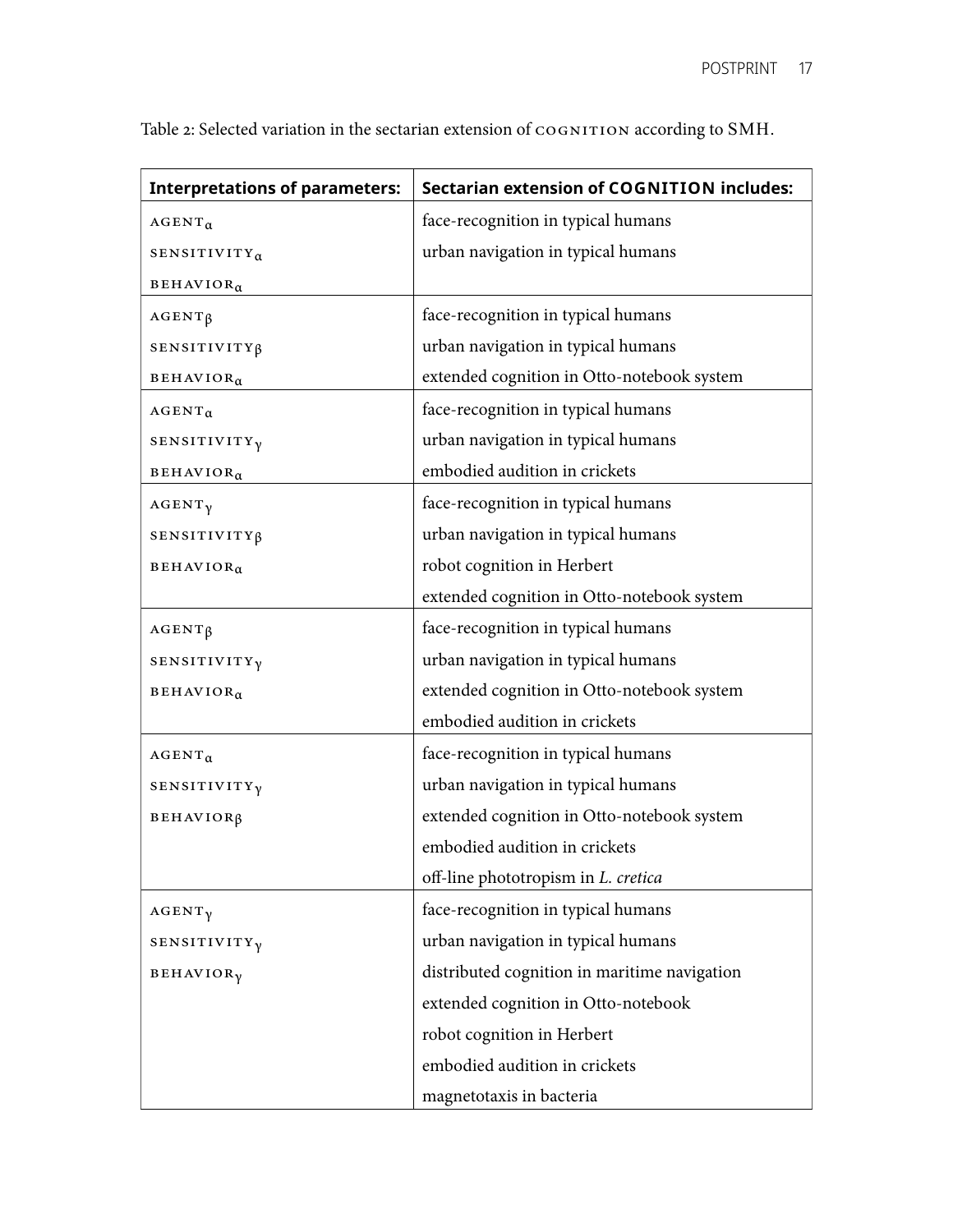Table 2: Selected variation in the sectarian extension of COGNITION according to SMH.

| **Interpretations of parameters:** | **Sectarian extension of COGNITION includes:** |
|---|---|
| AGENT$_{\alpha}$<br>SENSITIVITY$_{\alpha}$<br>BEHAVIOR$_{\alpha}$ | face-recognition in typical humans<br>urban navigation in typical humans |
| AGENT$_{\beta}$<br>SENSITIVITY$_{\beta}$<br>BEHAVIOR$_{\alpha}$ | face-recognition in typical humans<br>urban navigation in typical humans<br>extended cognition in Otto-notebook system |
| AGENT$_{\alpha}$<br>SENSITIVITY$_{\gamma}$<br>BEHAVIOR$_{\alpha}$ | face-recognition in typical humans<br>urban navigation in typical humans<br>embodied audition in crickets |
| AGENT$_{\gamma}$<br>SENSITIVITY$_{\beta}$<br>BEHAVIOR$_{\alpha}$ | face-recognition in typical humans<br>urban navigation in typical humans<br>robot cognition in Herbert<br>extended cognition in Otto-notebook system |
| AGENT$_{\beta}$<br>SENSITIVITY$_{\gamma}$<br>BEHAVIOR$_{\alpha}$ | face-recognition in typical humans<br>urban navigation in typical humans<br>extended cognition in Otto-notebook system<br>embodied audition in crickets |
| AGENT$_{\alpha}$<br>SENSITIVITY$_{\gamma}$<br>BEHAVIOR$_{\beta}$ | face-recognition in typical humans<br>urban navigation in typical humans<br>extended cognition in Otto-notebook system<br>embodied audition in crickets<br>off-line phototropism in *L. cretica* |
| AGENT$_{\gamma}$<br>SENSITIVITY$_{\gamma}$<br>BEHAVIOR$_{\gamma}$ | face-recognition in typical humans<br>urban navigation in typical humans<br>distributed cognition in maritime navigation<br>extended cognition in Otto-notebook<br>robot cognition in Herbert<br>embodied audition in crickets<br>magnetotaxis in bacteria |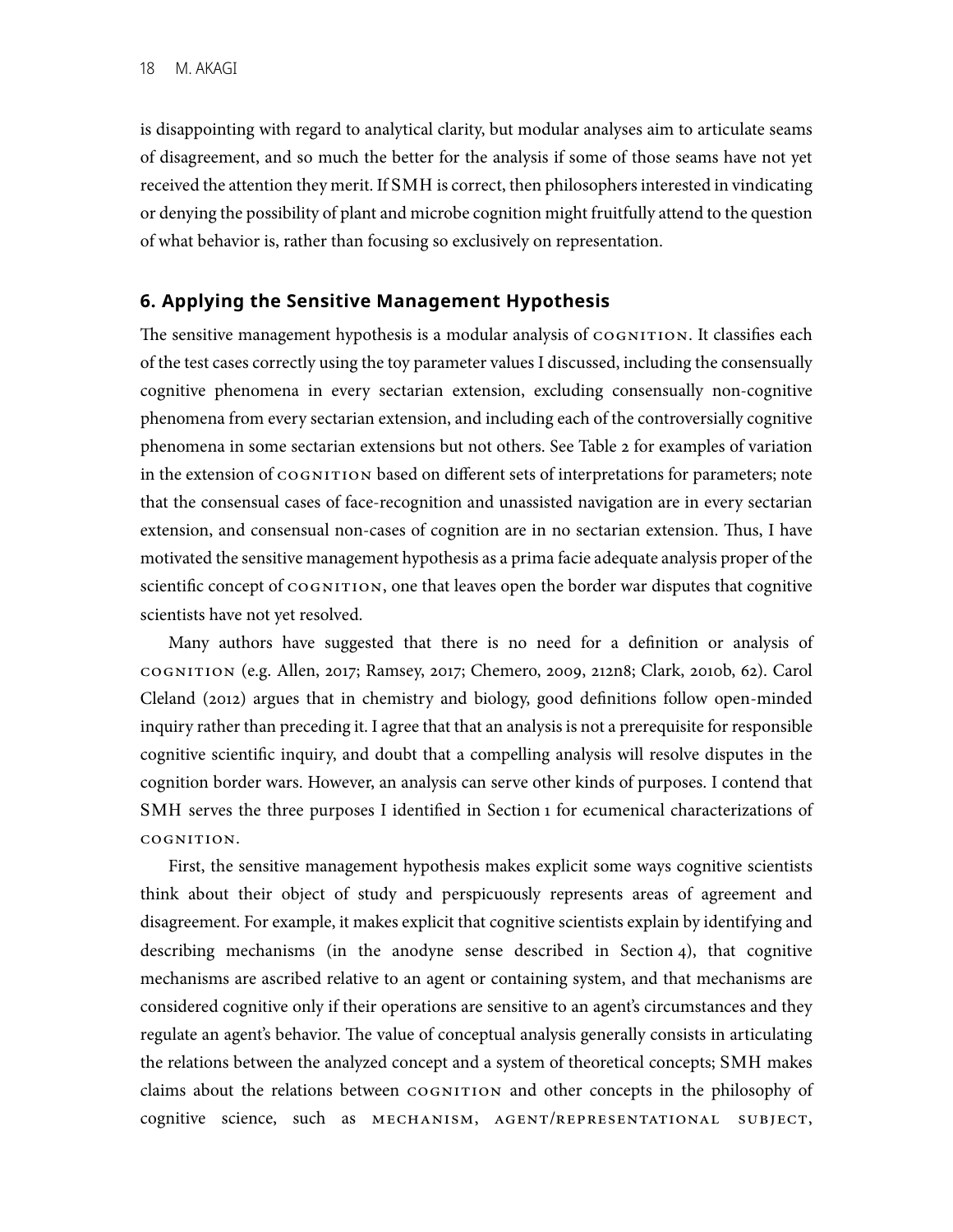is disappointing with regard to analytical clarity, but modular analyses aim to articulate seams of disagreement, and so much the better for the analysis if some of those seams have not yet received the attention they merit. If SMH is correct, then philosophers interested in vindicating or denying the possibility of plant and microbe cognition might fruitfully attend to the question of what behavior is, rather than focusing so exclusively on representation.

## 6. Applying the Sensitive Management Hypothesis

The sensitive management hypothesis is a modular analysis of COGNITION. It classifies each of the test cases correctly using the toy parameter values I discussed, including the consensually cognitive phenomena in every sectarian extension, excluding consensually non-cognitive phenomena from every sectarian extension, and including each of the controversially cognitive phenomena in some sectarian extensions but not others. See Table 2 for examples of variation in the extension of COGNITION based on different sets of interpretations for parameters; note that the consensual cases of face-recognition and unassisted navigation are in every sectarian extension, and consensual non-cases of cognition are in no sectarian extension. Thus, I have motivated the sensitive management hypothesis as a prima facie adequate analysis proper of the scientific concept of COGNITION, one that leaves open the border war disputes that cognitive scientists have not yet resolved.

Many authors have suggested that there is no need for a definition or analysis of COGNITION (e.g. Allen, 2017; Ramsey, 2017; Chemero, 2009, 212n8; Clark, 2010b, 62). Carol Cleland (2012) argues that in chemistry and biology, good definitions follow open-minded inquiry rather than preceding it. I agree that that an analysis is not a prerequisite for responsible cognitive scientific inquiry, and doubt that a compelling analysis will resolve disputes in the cognition border wars. However, an analysis can serve other kinds of purposes. I contend that SMH serves the three purposes I identified in Section 1 for ecumenical characterizations of COGNITION.

First, the sensitive management hypothesis makes explicit some ways cognitive scientists think about their object of study and perspicuously represents areas of agreement and disagreement. For example, it makes explicit that cognitive scientists explain by identifying and describing mechanisms (in the anodyne sense described in Section 4), that cognitive mechanisms are ascribed relative to an agent or containing system, and that mechanisms are considered cognitive only if their operations are sensitive to an agent's circumstances and they regulate an agent's behavior. The value of conceptual analysis generally consists in articulating the relations between the analyzed concept and a system of theoretical concepts; SMH makes claims about the relations between COGNITION and other concepts in the philosophy of cognitive science, such as MECHANISM, AGENT/REPRESENTATIONAL SUBJECT,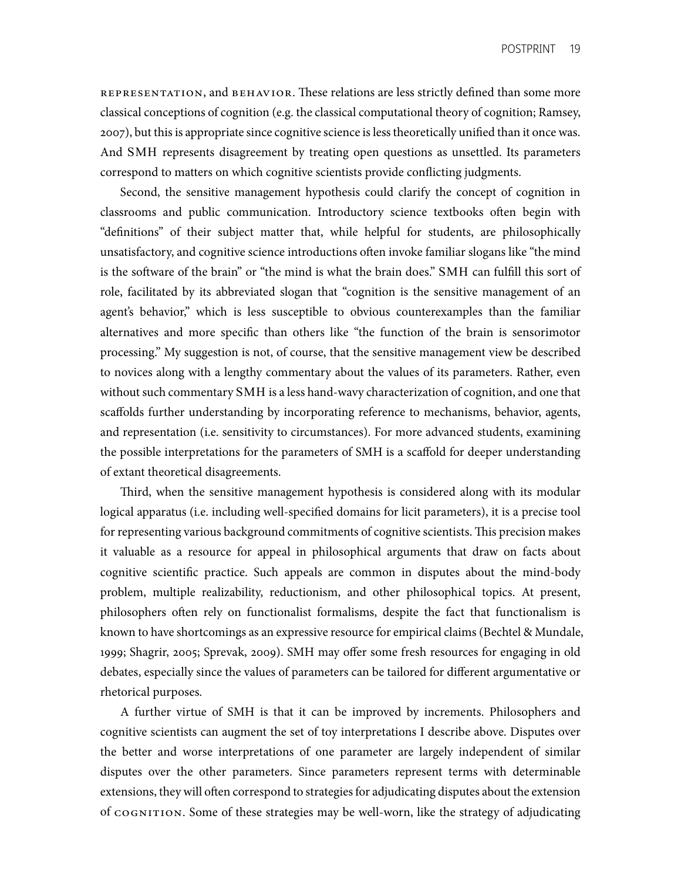representation, and behavior. These relations are less strictly defined than some more classical conceptions of cognition (e.g. the classical computational theory of cognition; Ramsey, 2007), but this is appropriate since cognitive science is less theoretically unified than it once was. And SMH represents disagreement by treating open questions as unsettled. Its parameters correspond to matters on which cognitive scientists provide conflicting judgments.

Second, the sensitive management hypothesis could clarify the concept of cognition in classrooms and public communication. Introductory science textbooks often begin with "definitions" of their subject matter that, while helpful for students, are philosophically unsatisfactory, and cognitive science introductions often invoke familiar slogans like "the mind is the software of the brain" or "the mind is what the brain does." SMH can fulfill this sort of role, facilitated by its abbreviated slogan that "cognition is the sensitive management of an agent's behavior," which is less susceptible to obvious counterexamples than the familiar alternatives and more specific than others like "the function of the brain is sensorimotor processing." My suggestion is not, of course, that the sensitive management view be described to novices along with a lengthy commentary about the values of its parameters. Rather, even without such commentary SMH is a less hand-wavy characterization of cognition, and one that scaffolds further understanding by incorporating reference to mechanisms, behavior, agents, and representation (i.e. sensitivity to circumstances). For more advanced students, examining the possible interpretations for the parameters of SMH is a scaffold for deeper understanding of extant theoretical disagreements.

Third, when the sensitive management hypothesis is considered along with its modular logical apparatus (i.e. including well-specified domains for licit parameters), it is a precise tool for representing various background commitments of cognitive scientists. This precision makes it valuable as a resource for appeal in philosophical arguments that draw on facts about cognitive scientific practice. Such appeals are common in disputes about the mind-body problem, multiple realizability, reductionism, and other philosophical topics. At present, philosophers often rely on functionalist formalisms, despite the fact that functionalism is known to have shortcomings as an expressive resource for empirical claims (Bechtel & Mundale, 1999; Shagrir, 2005; Sprevak, 2009). SMH may offer some fresh resources for engaging in old debates, especially since the values of parameters can be tailored for different argumentative or rhetorical purposes.

A further virtue of SMH is that it can be improved by increments. Philosophers and cognitive scientists can augment the set of toy interpretations I describe above. Disputes over the better and worse interpretations of one parameter are largely independent of similar disputes over the other parameters. Since parameters represent terms with determinable extensions, they will often correspond to strategies for adjudicating disputes about the extension of cognition. Some of these strategies may be well-worn, like the strategy of adjudicating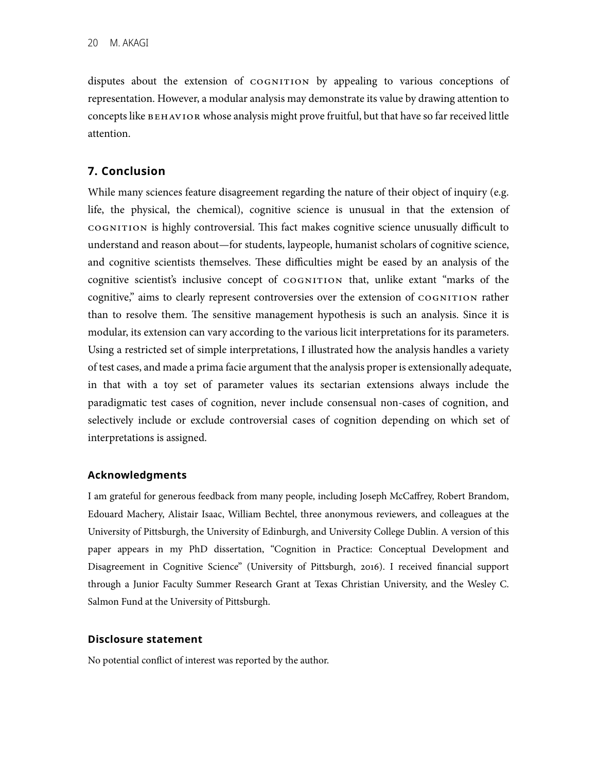disputes about the extension of COGNITION by appealing to various conceptions of representation. However, a modular analysis may demonstrate its value by drawing attention to concepts like BEHAVIOR whose analysis might prove fruitful, but that have so far received little attention.

## 7. Conclusion

While many sciences feature disagreement regarding the nature of their object of inquiry (e.g. life, the physical, the chemical), cognitive science is unusual in that the extension of COGNITION is highly controversial. This fact makes cognitive science unusually difficult to understand and reason about—for students, laypeople, humanist scholars of cognitive science, and cognitive scientists themselves. These difficulties might be eased by an analysis of the cognitive scientist's inclusive concept of COGNITION that, unlike extant "marks of the cognitive," aims to clearly represent controversies over the extension of COGNITION rather than to resolve them. The sensitive management hypothesis is such an analysis. Since it is modular, its extension can vary according to the various licit interpretations for its parameters. Using a restricted set of simple interpretations, I illustrated how the analysis handles a variety of test cases, and made a prima facie argument that the analysis proper is extensionally adequate, in that with a toy set of parameter values its sectarian extensions always include the paradigmatic test cases of cognition, never include consensual non-cases of cognition, and selectively include or exclude controversial cases of cognition depending on which set of interpretations is assigned.

### Acknowledgments

I am grateful for generous feedback from many people, including Joseph McCaffrey, Robert Brandom, Edouard Machery, Alistair Isaac, William Bechtel, three anonymous reviewers, and colleagues at the University of Pittsburgh, the University of Edinburgh, and University College Dublin. A version of this paper appears in my PhD dissertation, "Cognition in Practice: Conceptual Development and Disagreement in Cognitive Science" (University of Pittsburgh, 2016). I received financial support through a Junior Faculty Summer Research Grant at Texas Christian University, and the Wesley C. Salmon Fund at the University of Pittsburgh.

### Disclosure statement

No potential conflict of interest was reported by the author.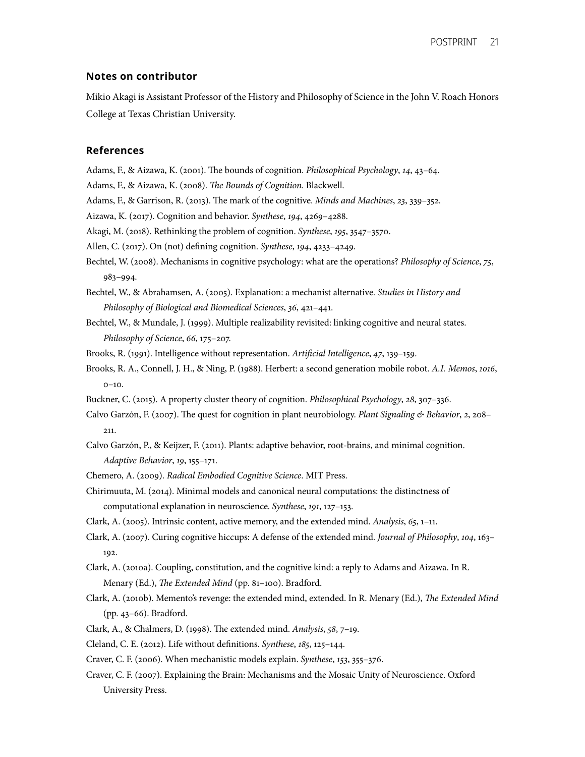## Notes on contributor

Mikio Akagi is Assistant Professor of the History and Philosophy of Science in the John V. Roach Honors College at Texas Christian University.

## References

Adams, F., & Aizawa, K. (2001). The bounds of cognition. *Philosophical Psychology*, *14*, 43–64.

Adams, F., & Aizawa, K. (2008). *The Bounds of Cognition*. Blackwell.

Adams, F., & Garrison, R. (2013). The mark of the cognitive. *Minds and Machines*, *23*, 339–352.

Aizawa, K. (2017). Cognition and behavior. *Synthese*, *194*, 4269–4288.

Akagi, M. (2018). Rethinking the problem of cognition. *Synthese*, *195*, 3547–3570.

Allen, C. (2017). On (not) defining cognition. *Synthese*, *194*, 4233–4249.

Bechtel, W. (2008). Mechanisms in cognitive psychology: what are the operations? *Philosophy of Science*, *75*, 983–994.

Bechtel, W., & Abrahamsen, A. (2005). Explanation: a mechanist alternative. *Studies in History and Philosophy of Biological and Biomedical Sciences*, *36*, 421–441.

Bechtel, W., & Mundale, J. (1999). Multiple realizability revisited: linking cognitive and neural states. *Philosophy of Science*, *66*, 175–207.

Brooks, R. (1991). Intelligence without representation. *Artificial Intelligence*, *47*, 139–159.

Brooks, R. A., Connell, J. H., & Ning, P. (1988). Herbert: a second generation mobile robot. *A.I. Memos*, *1016*, 0–10.

Buckner, C. (2015). A property cluster theory of cognition. *Philosophical Psychology*, *28*, 307–336.

Calvo Garzón, F. (2007). The quest for cognition in plant neurobiology. *Plant Signaling & Behavior*, *2*, 208–211.

Calvo Garzón, P., & Keijzer, F. (2011). Plants: adaptive behavior, root-brains, and minimal cognition. *Adaptive Behavior*, *19*, 155–171.

Chemero, A. (2009). *Radical Embodied Cognitive Science*. MIT Press.

Chirimuuta, M. (2014). Minimal models and canonical neural computations: the distinctness of computational explanation in neuroscience. *Synthese*, *191*, 127–153.

Clark, A. (2005). Intrinsic content, active memory, and the extended mind. *Analysis*, *65*, 1–11.

Clark, A. (2007). Curing cognitive hiccups: A defense of the extended mind. *Journal of Philosophy*, *104*, 163–192.

Clark, A. (2010a). Coupling, constitution, and the cognitive kind: a reply to Adams and Aizawa. In R. Menary (Ed.), *The Extended Mind* (pp. 81–100). Bradford.

Clark, A. (2010b). Memento's revenge: the extended mind, extended. In R. Menary (Ed.), *The Extended Mind* (pp. 43–66). Bradford.

Clark, A., & Chalmers, D. (1998). The extended mind. *Analysis*, *58*, 7–19.

Cleland, C. E. (2012). Life without definitions. *Synthese*, *185*, 125–144.

Craver, C. F. (2006). When mechanistic models explain. *Synthese*, *153*, 355–376.

Craver, C. F. (2007). Explaining the Brain: Mechanisms and the Mosaic Unity of Neuroscience. Oxford University Press.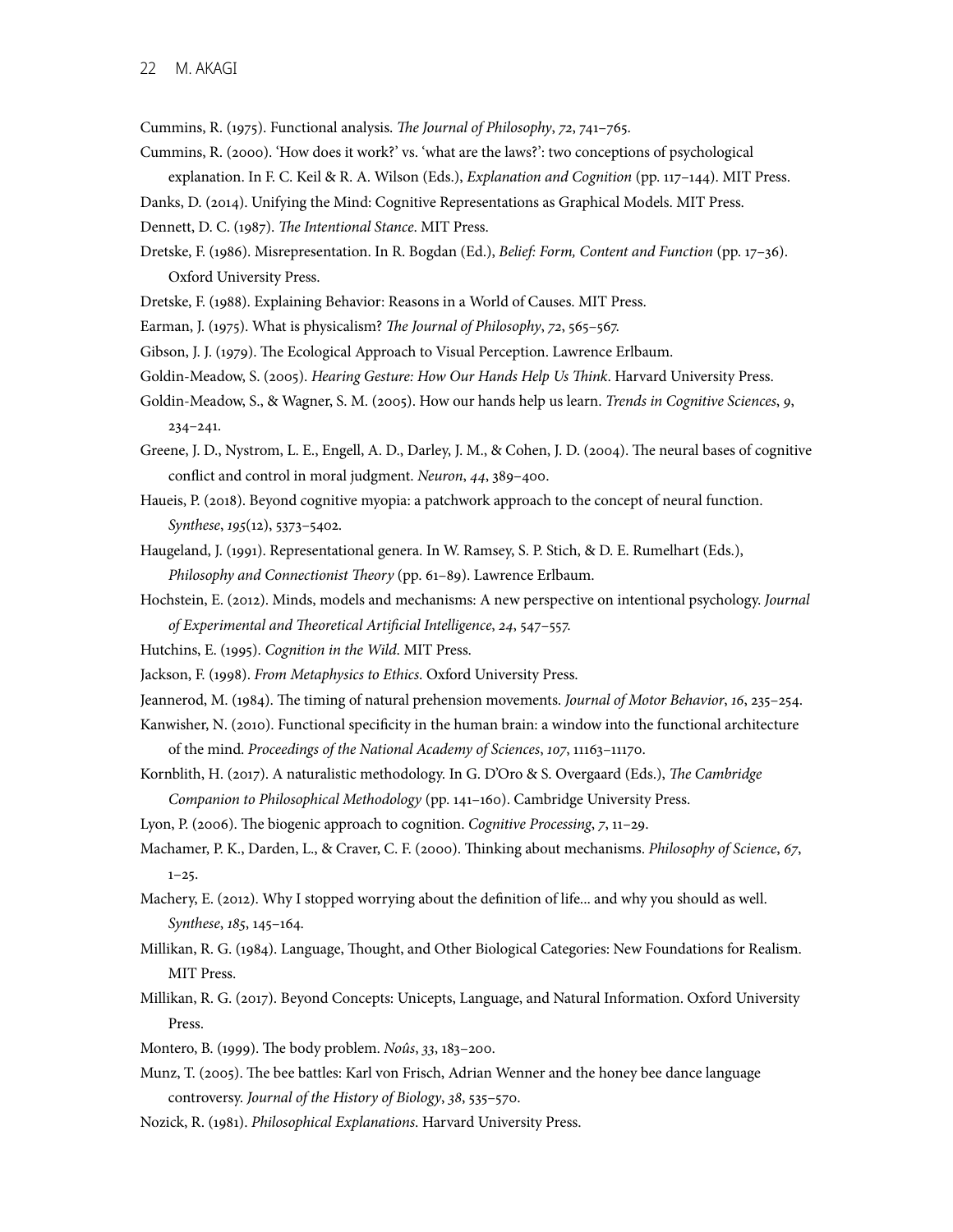Cummins, R. (1975). Functional analysis. *The Journal of Philosophy*, *72*, 741–765.

Cummins, R. (2000). 'How does it work?' vs. 'what are the laws?': two conceptions of psychological explanation. In F. C. Keil & R. A. Wilson (Eds.), *Explanation and Cognition* (pp. 117–144). MIT Press.

Danks, D. (2014). Unifying the Mind: Cognitive Representations as Graphical Models. MIT Press.

Dennett, D. C. (1987). *The Intentional Stance*. MIT Press.

Dretske, F. (1986). Misrepresentation. In R. Bogdan (Ed.), *Belief: Form, Content and Function* (pp. 17–36). Oxford University Press.

Dretske, F. (1988). Explaining Behavior: Reasons in a World of Causes. MIT Press.

Earman, J. (1975). What is physicalism? *The Journal of Philosophy*, *72*, 565–567.

Gibson, J. J. (1979). The Ecological Approach to Visual Perception. Lawrence Erlbaum.

Goldin-Meadow, S. (2005). *Hearing Gesture: How Our Hands Help Us Think*. Harvard University Press.

Goldin-Meadow, S., & Wagner, S. M. (2005). How our hands help us learn. *Trends in Cognitive Sciences*, *9*, 234–241.

Greene, J. D., Nystrom, L. E., Engell, A. D., Darley, J. M., & Cohen, J. D. (2004). The neural bases of cognitive conflict and control in moral judgment. *Neuron*, *44*, 389–400.

Haueis, P. (2018). Beyond cognitive myopia: a patchwork approach to the concept of neural function. *Synthese*, *195*(12), 5373–5402.

Haugeland, J. (1991). Representational genera. In W. Ramsey, S. P. Stich, & D. E. Rumelhart (Eds.), *Philosophy and Connectionist Theory* (pp. 61–89). Lawrence Erlbaum.

Hochstein, E. (2012). Minds, models and mechanisms: A new perspective on intentional psychology. *Journal of Experimental and Theoretical Artificial Intelligence*, *24*, 547–557.

Hutchins, E. (1995). *Cognition in the Wild*. MIT Press.

Jackson, F. (1998). *From Metaphysics to Ethics*. Oxford University Press.

Jeannerod, M. (1984). The timing of natural prehension movements. *Journal of Motor Behavior*, *16*, 235–254.

Kanwisher, N. (2010). Functional specificity in the human brain: a window into the functional architecture of the mind. *Proceedings of the National Academy of Sciences*, *107*, 11163–11170.

Kornblith, H. (2017). A naturalistic methodology. In G. D'Oro & S. Overgaard (Eds.), *The Cambridge Companion to Philosophical Methodology* (pp. 141–160). Cambridge University Press.

Lyon, P. (2006). The biogenic approach to cognition. *Cognitive Processing*, *7*, 11–29.

Machamer, P. K., Darden, L., & Craver, C. F. (2000). Thinking about mechanisms. *Philosophy of Science*, *67*, 1–25.

Machery, E. (2012). Why I stopped worrying about the definition of life... and why you should as well. *Synthese*, *185*, 145–164.

Millikan, R. G. (1984). Language, Thought, and Other Biological Categories: New Foundations for Realism. MIT Press.

Millikan, R. G. (2017). Beyond Concepts: Unicepts, Language, and Natural Information. Oxford University Press.

Montero, B. (1999). The body problem. *Noûs*, *33*, 183–200.

Munz, T. (2005). The bee battles: Karl von Frisch, Adrian Wenner and the honey bee dance language controversy. *Journal of the History of Biology*, *38*, 535–570.

Nozick, R. (1981). *Philosophical Explanations*. Harvard University Press.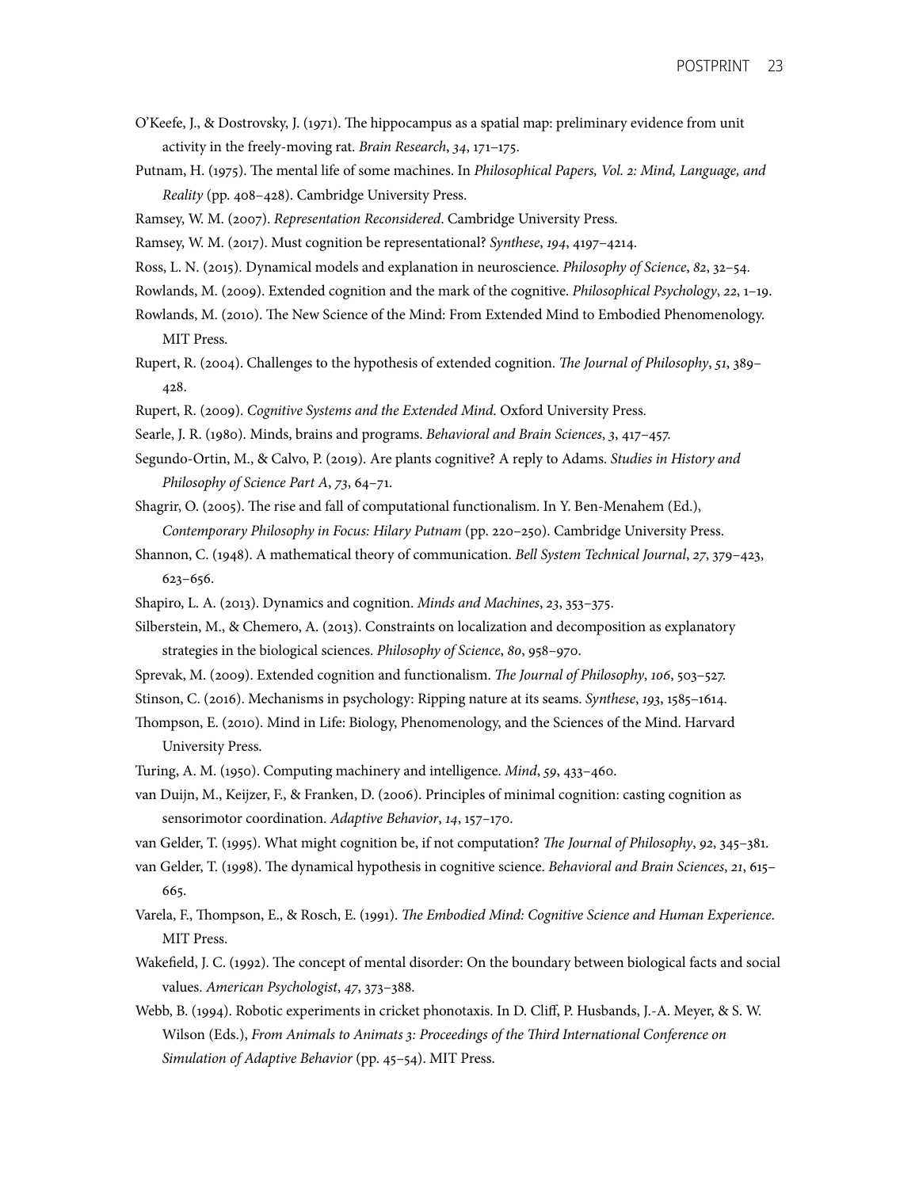O'Keefe, J., & Dostrovsky, J. (1971). The hippocampus as a spatial map: preliminary evidence from unit activity in the freely-moving rat. *Brain Research*, *34*, 171–175.

Putnam, H. (1975). The mental life of some machines. In *Philosophical Papers, Vol. 2: Mind, Language, and Reality* (pp. 408–428). Cambridge University Press.

Ramsey, W. M. (2007). *Representation Reconsidered*. Cambridge University Press.

Ramsey, W. M. (2017). Must cognition be representational? *Synthese*, *194*, 4197–4214.

Ross, L. N. (2015). Dynamical models and explanation in neuroscience. *Philosophy of Science*, *82*, 32–54.

Rowlands, M. (2009). Extended cognition and the mark of the cognitive. *Philosophical Psychology*, *22*, 1–19.

Rowlands, M. (2010). The New Science of the Mind: From Extended Mind to Embodied Phenomenology. MIT Press.

Rupert, R. (2004). Challenges to the hypothesis of extended cognition. *The Journal of Philosophy*, *51*, 389–428.

Rupert, R. (2009). *Cognitive Systems and the Extended Mind*. Oxford University Press.

Searle, J. R. (1980). Minds, brains and programs. *Behavioral and Brain Sciences*, *3*, 417–457.

Segundo-Ortin, M., & Calvo, P. (2019). Are plants cognitive? A reply to Adams. *Studies in History and Philosophy of Science Part A*, *73*, 64–71.

Shagrir, O. (2005). The rise and fall of computational functionalism. In Y. Ben-Menahem (Ed.), *Contemporary Philosophy in Focus: Hilary Putnam* (pp. 220–250). Cambridge University Press.

Shannon, C. (1948). A mathematical theory of communication. *Bell System Technical Journal*, *27*, 379–423, 623–656.

Shapiro, L. A. (2013). Dynamics and cognition. *Minds and Machines*, *23*, 353–375.

Silberstein, M., & Chemero, A. (2013). Constraints on localization and decomposition as explanatory strategies in the biological sciences. *Philosophy of Science*, *80*, 958–970.

Sprevak, M. (2009). Extended cognition and functionalism. *The Journal of Philosophy*, *106*, 503–527.

Stinson, C. (2016). Mechanisms in psychology: Ripping nature at its seams. *Synthese*, *193*, 1585–1614.

Thompson, E. (2010). Mind in Life: Biology, Phenomenology, and the Sciences of the Mind. Harvard University Press.

Turing, A. M. (1950). Computing machinery and intelligence. *Mind*, *59*, 433–460.

van Duijn, M., Keijzer, F., & Franken, D. (2006). Principles of minimal cognition: casting cognition as sensorimotor coordination. *Adaptive Behavior*, *14*, 157–170.

van Gelder, T. (1995). What might cognition be, if not computation? *The Journal of Philosophy*, *92*, 345–381.

van Gelder, T. (1998). The dynamical hypothesis in cognitive science. *Behavioral and Brain Sciences*, *21*, 615–665.

Varela, F., Thompson, E., & Rosch, E. (1991). *The Embodied Mind: Cognitive Science and Human Experience*. MIT Press.

Wakefield, J. C. (1992). The concept of mental disorder: On the boundary between biological facts and social values. *American Psychologist*, *47*, 373–388.

Webb, B. (1994). Robotic experiments in cricket phonotaxis. In D. Cliff, P. Husbands, J.-A. Meyer, & S. W. Wilson (Eds.), *From Animals to Animats 3: Proceedings of the Third International Conference on Simulation of Adaptive Behavior* (pp. 45–54). MIT Press.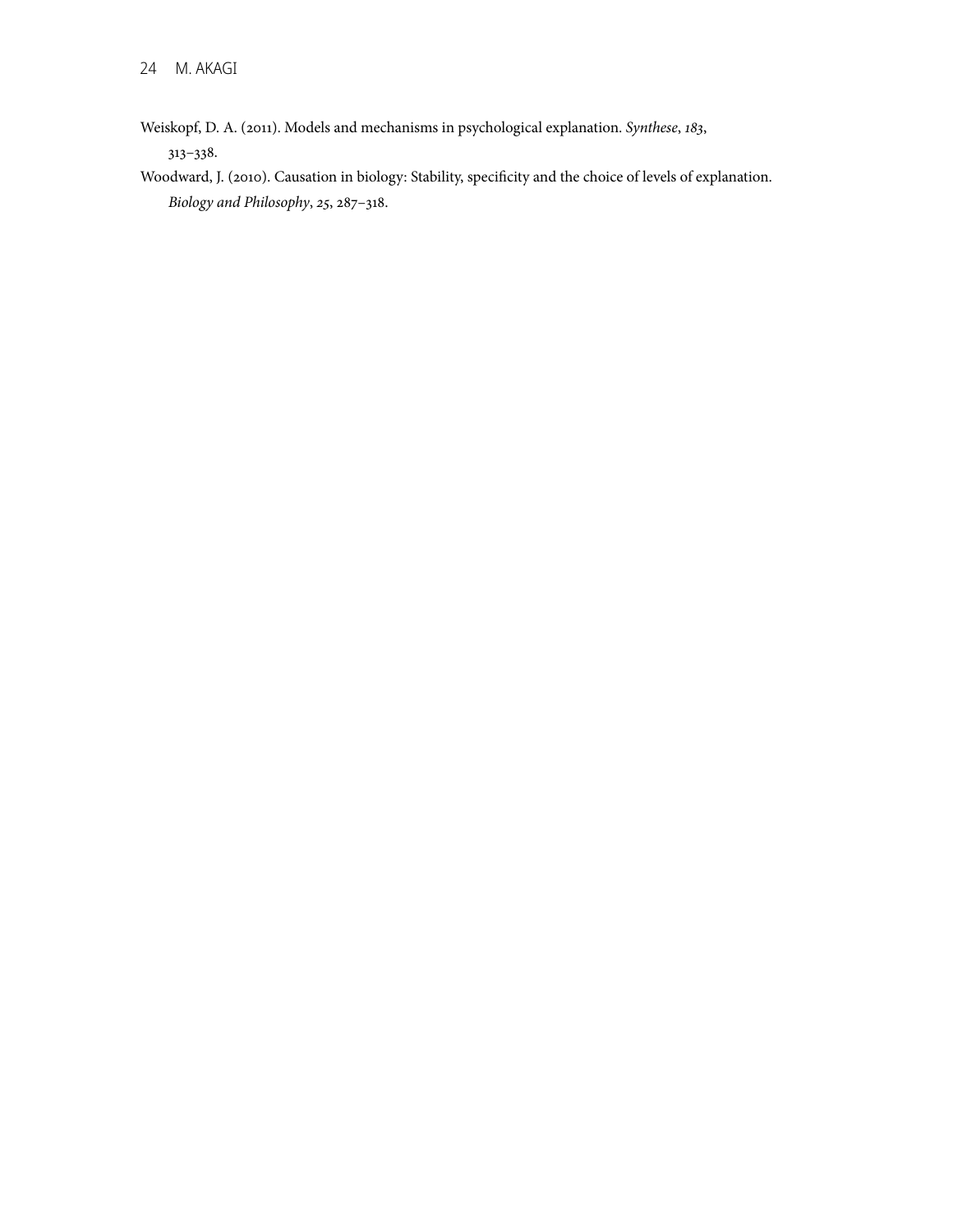Weiskopf, D. A. (2011). Models and mechanisms in psychological explanation. *Synthese*, *183*, 313–338.

Woodward, J. (2010). Causation in biology: Stability, specificity and the choice of levels of explanation. *Biology and Philosophy*, *25*, 287–318.